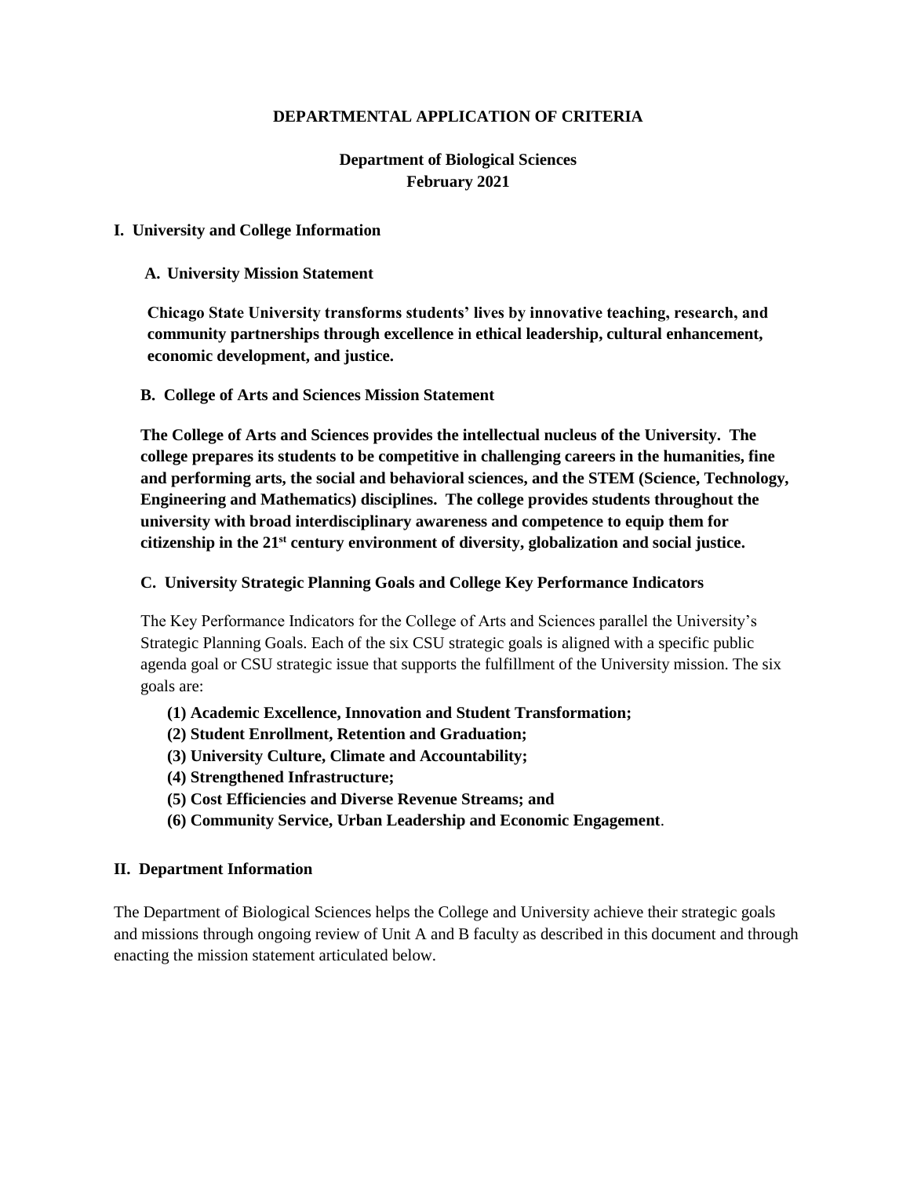# DEPARTMENTAL APPLICATION OF CRITERIA

**Department of Biological Sciences**
**February 2021**

## I. University and College Information

### A. University Mission Statement

**Chicago State University transforms students' lives by innovative teaching, research, and community partnerships through excellence in ethical leadership, cultural enhancement, economic development, and justice.**

### B. College of Arts and Sciences Mission Statement

**The College of Arts and Sciences provides the intellectual nucleus of the University. The college prepares its students to be competitive in challenging careers in the humanities, fine and performing arts, the social and behavioral sciences, and the STEM (Science, Technology, Engineering and Mathematics) disciplines. The college provides students throughout the university with broad interdisciplinary awareness and competence to equip them for citizenship in the 21st century environment of diversity, globalization and social justice.**

### C. University Strategic Planning Goals and College Key Performance Indicators

The Key Performance Indicators for the College of Arts and Sciences parallel the University's Strategic Planning Goals. Each of the six CSU strategic goals is aligned with a specific public agenda goal or CSU strategic issue that supports the fulfillment of the University mission. The six goals are:

- **(1) Academic Excellence, Innovation and Student Transformation;**
- **(2) Student Enrollment, Retention and Graduation;**
- **(3) University Culture, Climate and Accountability;**
- **(4) Strengthened Infrastructure;**
- **(5) Cost Efficiencies and Diverse Revenue Streams; and**
- **(6) Community Service, Urban Leadership and Economic Engagement**.

## II. Department Information

The Department of Biological Sciences helps the College and University achieve their strategic goals and missions through ongoing review of Unit A and B faculty as described in this document and through enacting the mission statement articulated below.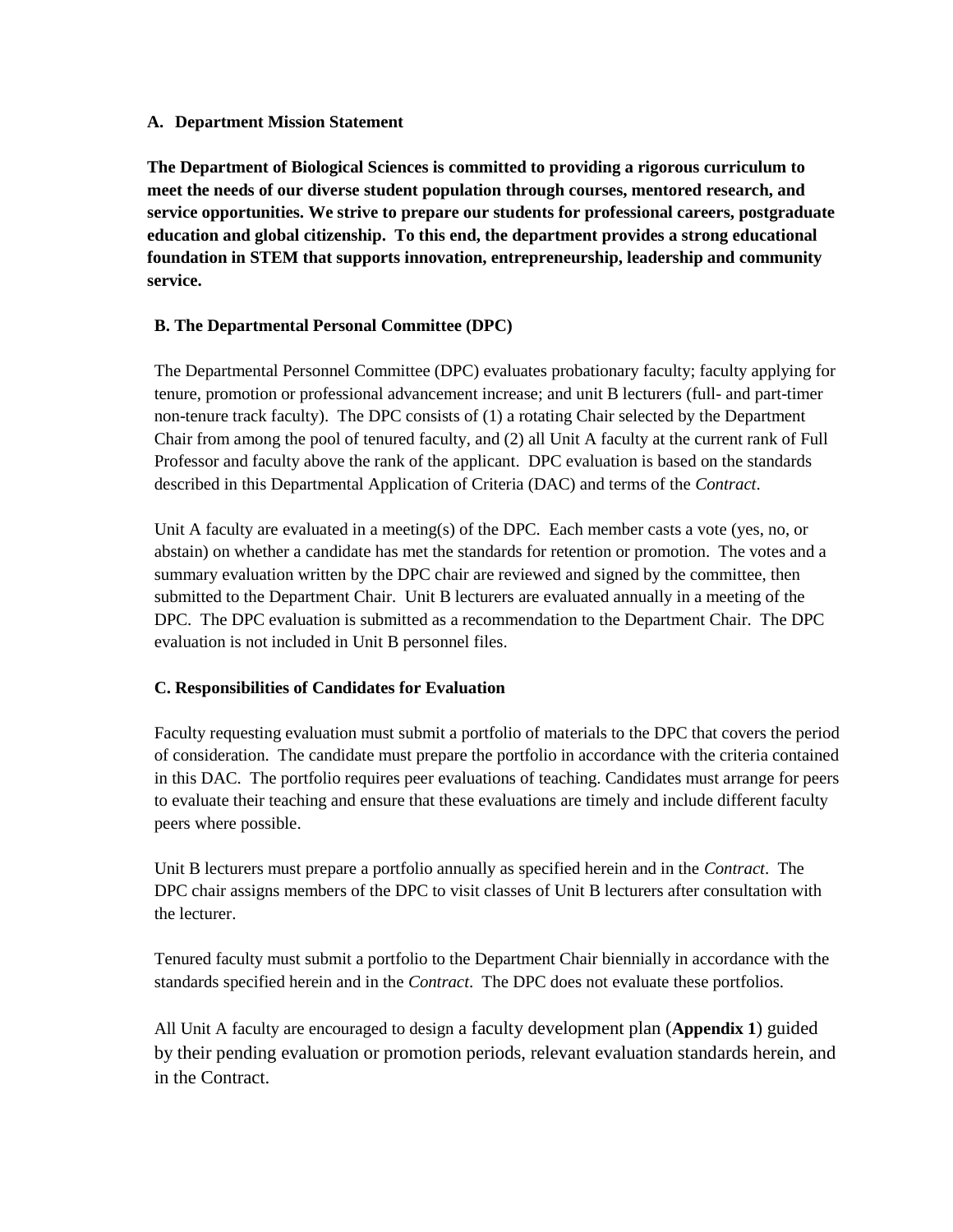**A. Department Mission Statement**

**The Department of Biological Sciences is committed to providing a rigorous curriculum to meet the needs of our diverse student population through courses, mentored research, and service opportunities. We strive to prepare our students for professional careers, postgraduate education and global citizenship. To this end, the department provides a strong educational foundation in STEM that supports innovation, entrepreneurship, leadership and community service.**

**B. The Departmental Personal Committee (DPC)**

The Departmental Personnel Committee (DPC) evaluates probationary faculty; faculty applying for tenure, promotion or professional advancement increase; and unit B lecturers (full- and part-timer non-tenure track faculty). The DPC consists of (1) a rotating Chair selected by the Department Chair from among the pool of tenured faculty, and (2) all Unit A faculty at the current rank of Full Professor and faculty above the rank of the applicant. DPC evaluation is based on the standards described in this Departmental Application of Criteria (DAC) and terms of the *Contract*.

Unit A faculty are evaluated in a meeting(s) of the DPC. Each member casts a vote (yes, no, or abstain) on whether a candidate has met the standards for retention or promotion. The votes and a summary evaluation written by the DPC chair are reviewed and signed by the committee, then submitted to the Department Chair. Unit B lecturers are evaluated annually in a meeting of the DPC. The DPC evaluation is submitted as a recommendation to the Department Chair. The DPC evaluation is not included in Unit B personnel files.

**C. Responsibilities of Candidates for Evaluation**

Faculty requesting evaluation must submit a portfolio of materials to the DPC that covers the period of consideration. The candidate must prepare the portfolio in accordance with the criteria contained in this DAC. The portfolio requires peer evaluations of teaching. Candidates must arrange for peers to evaluate their teaching and ensure that these evaluations are timely and include different faculty peers where possible.

Unit B lecturers must prepare a portfolio annually as specified herein and in the *Contract*. The DPC chair assigns members of the DPC to visit classes of Unit B lecturers after consultation with the lecturer.

Tenured faculty must submit a portfolio to the Department Chair biennially in accordance with the standards specified herein and in the *Contract*. The DPC does not evaluate these portfolios.

All Unit A faculty are encouraged to design a faculty development plan (**Appendix 1**) guided by their pending evaluation or promotion periods, relevant evaluation standards herein, and in the Contract.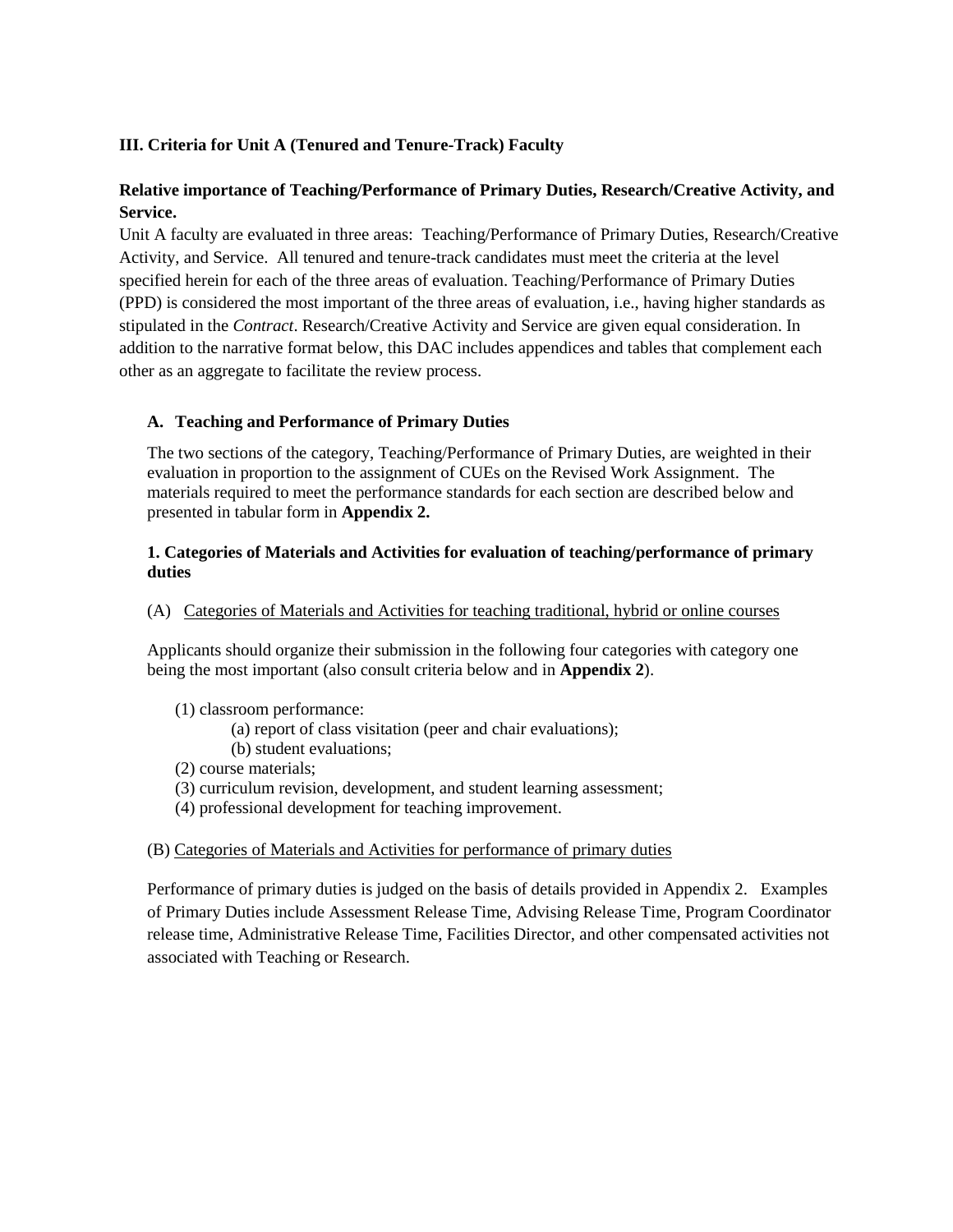### III. Criteria for Unit A (Tenured and Tenure-Track) Faculty

**Relative importance of Teaching/Performance of Primary Duties, Research/Creative Activity, and Service.**

Unit A faculty are evaluated in three areas: Teaching/Performance of Primary Duties, Research/Creative Activity, and Service. All tenured and tenure-track candidates must meet the criteria at the level specified herein for each of the three areas of evaluation. Teaching/Performance of Primary Duties (PPD) is considered the most important of the three areas of evaluation, i.e., having higher standards as stipulated in the *Contract*. Research/Creative Activity and Service are given equal consideration. In addition to the narrative format below, this DAC includes appendices and tables that complement each other as an aggregate to facilitate the review process.

#### A. Teaching and Performance of Primary Duties

The two sections of the category, Teaching/Performance of Primary Duties, are weighted in their evaluation in proportion to the assignment of CUEs on the Revised Work Assignment. The materials required to meet the performance standards for each section are described below and presented in tabular form in **Appendix 2.**

**1. Categories of Materials and Activities for evaluation of teaching/performance of primary duties**

(A) <u>Categories of Materials and Activities for teaching traditional, hybrid or online courses</u>

Applicants should organize their submission in the following four categories with category one being the most important (also consult criteria below and in **Appendix 2**).

(1) classroom performance:
- (a) report of class visitation (peer and chair evaluations);
- (b) student evaluations;

(2) course materials;

(3) curriculum revision, development, and student learning assessment;

(4) professional development for teaching improvement.

(B) <u>Categories of Materials and Activities for performance of primary duties</u>

Performance of primary duties is judged on the basis of details provided in Appendix 2. Examples of Primary Duties include Assessment Release Time, Advising Release Time, Program Coordinator release time, Administrative Release Time, Facilities Director, and other compensated activities not associated with Teaching or Research.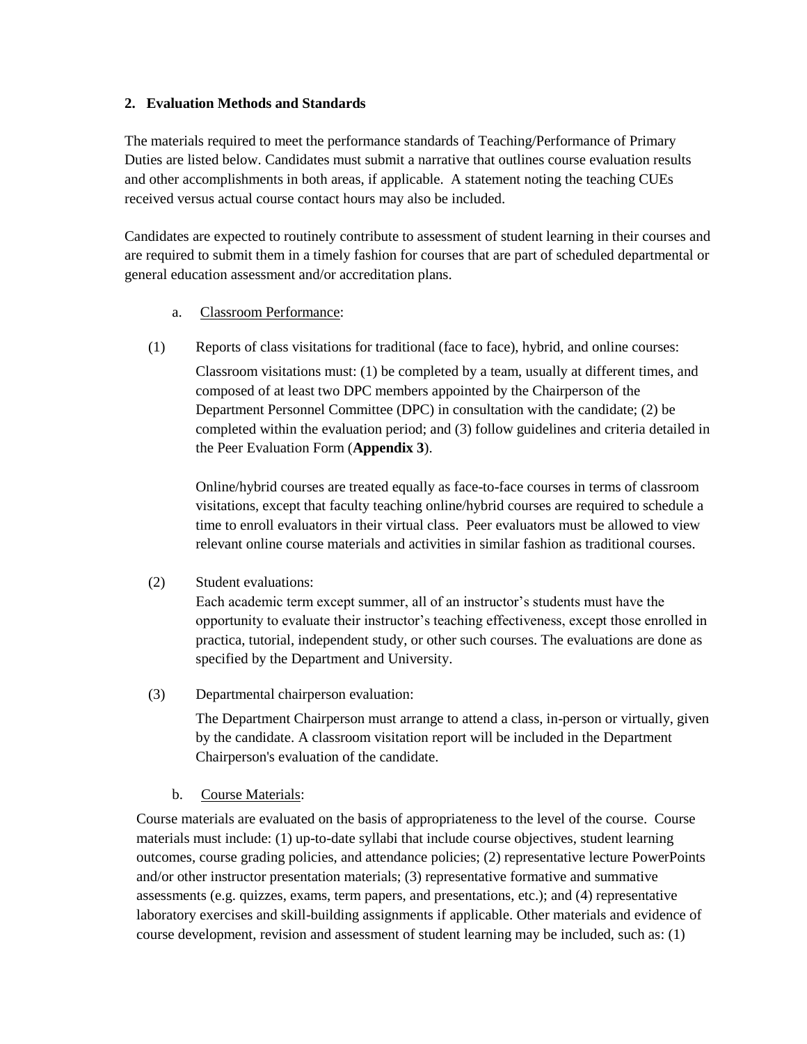**2. Evaluation Methods and Standards**

The materials required to meet the performance standards of Teaching/Performance of Primary Duties are listed below. Candidates must submit a narrative that outlines course evaluation results and other accomplishments in both areas, if applicable. A statement noting the teaching CUEs received versus actual course contact hours may also be included.

Candidates are expected to routinely contribute to assessment of student learning in their courses and are required to submit them in a timely fashion for courses that are part of scheduled departmental or general education assessment and/or accreditation plans.

a. Classroom Performance:

(1) Reports of class visitations for traditional (face to face), hybrid, and online courses:

Classroom visitations must: (1) be completed by a team, usually at different times, and composed of at least two DPC members appointed by the Chairperson of the Department Personnel Committee (DPC) in consultation with the candidate; (2) be completed within the evaluation period; and (3) follow guidelines and criteria detailed in the Peer Evaluation Form (**Appendix 3**).

Online/hybrid courses are treated equally as face-to-face courses in terms of classroom visitations, except that faculty teaching online/hybrid courses are required to schedule a time to enroll evaluators in their virtual class. Peer evaluators must be allowed to view relevant online course materials and activities in similar fashion as traditional courses.

(2) Student evaluations:

Each academic term except summer, all of an instructor's students must have the opportunity to evaluate their instructor's teaching effectiveness, except those enrolled in practica, tutorial, independent study, or other such courses. The evaluations are done as specified by the Department and University.

(3) Departmental chairperson evaluation:

The Department Chairperson must arrange to attend a class, in-person or virtually, given by the candidate. A classroom visitation report will be included in the Department Chairperson's evaluation of the candidate.

b. Course Materials:

Course materials are evaluated on the basis of appropriateness to the level of the course. Course materials must include: (1) up-to-date syllabi that include course objectives, student learning outcomes, course grading policies, and attendance policies; (2) representative lecture PowerPoints and/or other instructor presentation materials; (3) representative formative and summative assessments (e.g. quizzes, exams, term papers, and presentations, etc.); and (4) representative laboratory exercises and skill-building assignments if applicable. Other materials and evidence of course development, revision and assessment of student learning may be included, such as: (1)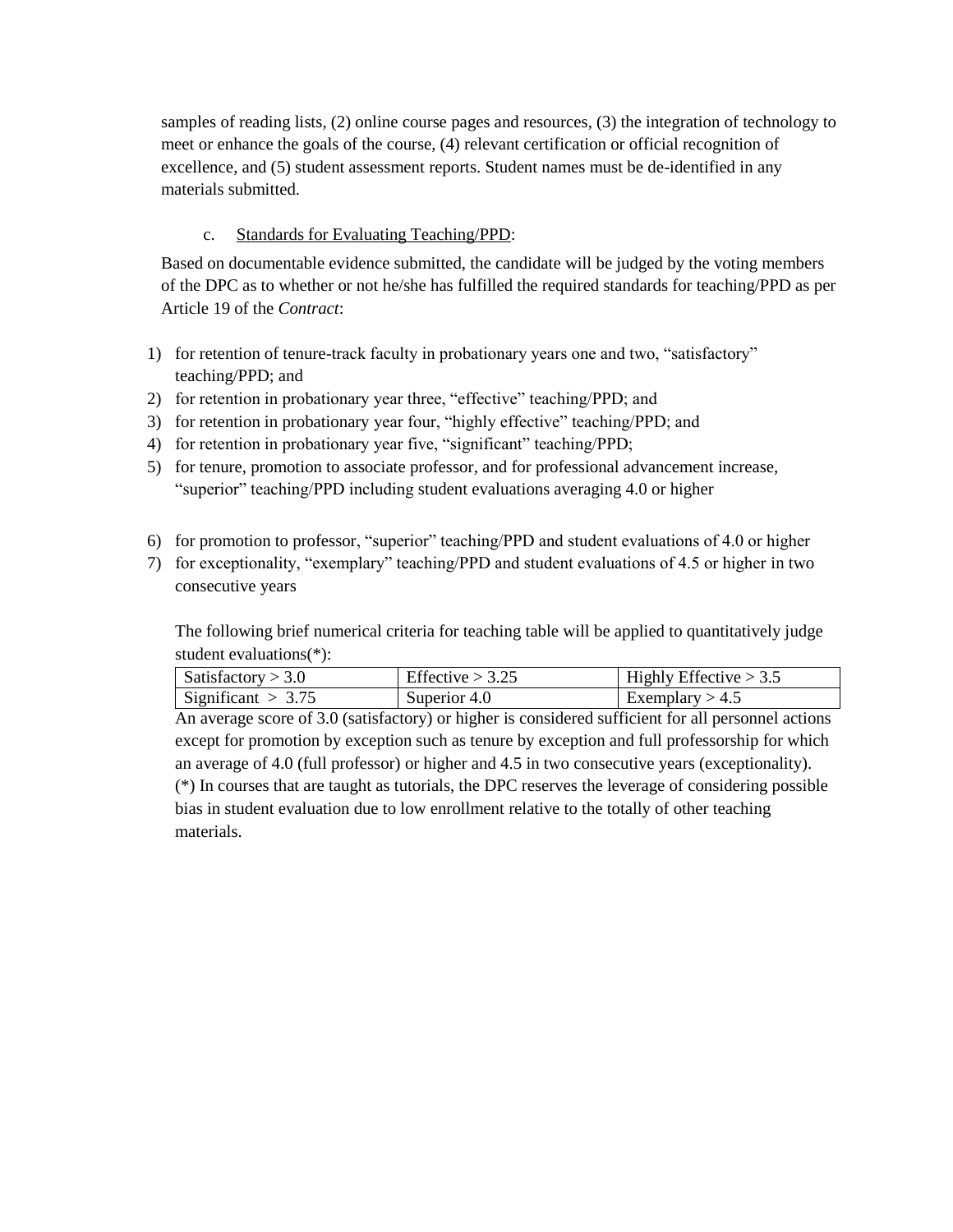samples of reading lists, (2) online course pages and resources, (3) the integration of technology to meet or enhance the goals of the course, (4) relevant certification or official recognition of excellence, and (5) student assessment reports. Student names must be de-identified in any materials submitted.

c. Standards for Evaluating Teaching/PPD:

Based on documentable evidence submitted, the candidate will be judged by the voting members of the DPC as to whether or not he/she has fulfilled the required standards for teaching/PPD as per Article 19 of the *Contract*:

1) for retention of tenure-track faculty in probationary years one and two, "satisfactory" teaching/PPD; and
2) for retention in probationary year three, "effective" teaching/PPD; and
3) for retention in probationary year four, "highly effective" teaching/PPD; and
4) for retention in probationary year five, "significant" teaching/PPD;
5) for tenure, promotion to associate professor, and for professional advancement increase, "superior" teaching/PPD including student evaluations averaging 4.0 or higher
6) for promotion to professor, "superior" teaching/PPD and student evaluations of 4.0 or higher
7) for exceptionality, "exemplary" teaching/PPD and student evaluations of 4.5 or higher in two consecutive years

The following brief numerical criteria for teaching table will be applied to quantitatively judge student evaluations(*):

| Satisfactory > 3.0 | Effective > 3.25 | Highly Effective > 3.5 |
|---|---|---|
| Significant > 3.75 | Superior 4.0 | Exemplary > 4.5 |

An average score of 3.0 (satisfactory) or higher is considered sufficient for all personnel actions except for promotion by exception such as tenure by exception and full professorship for which an average of 4.0 (full professor) or higher and 4.5 in two consecutive years (exceptionality).
(*) In courses that are taught as tutorials, the DPC reserves the leverage of considering possible bias in student evaluation due to low enrollment relative to the totally of other teaching materials.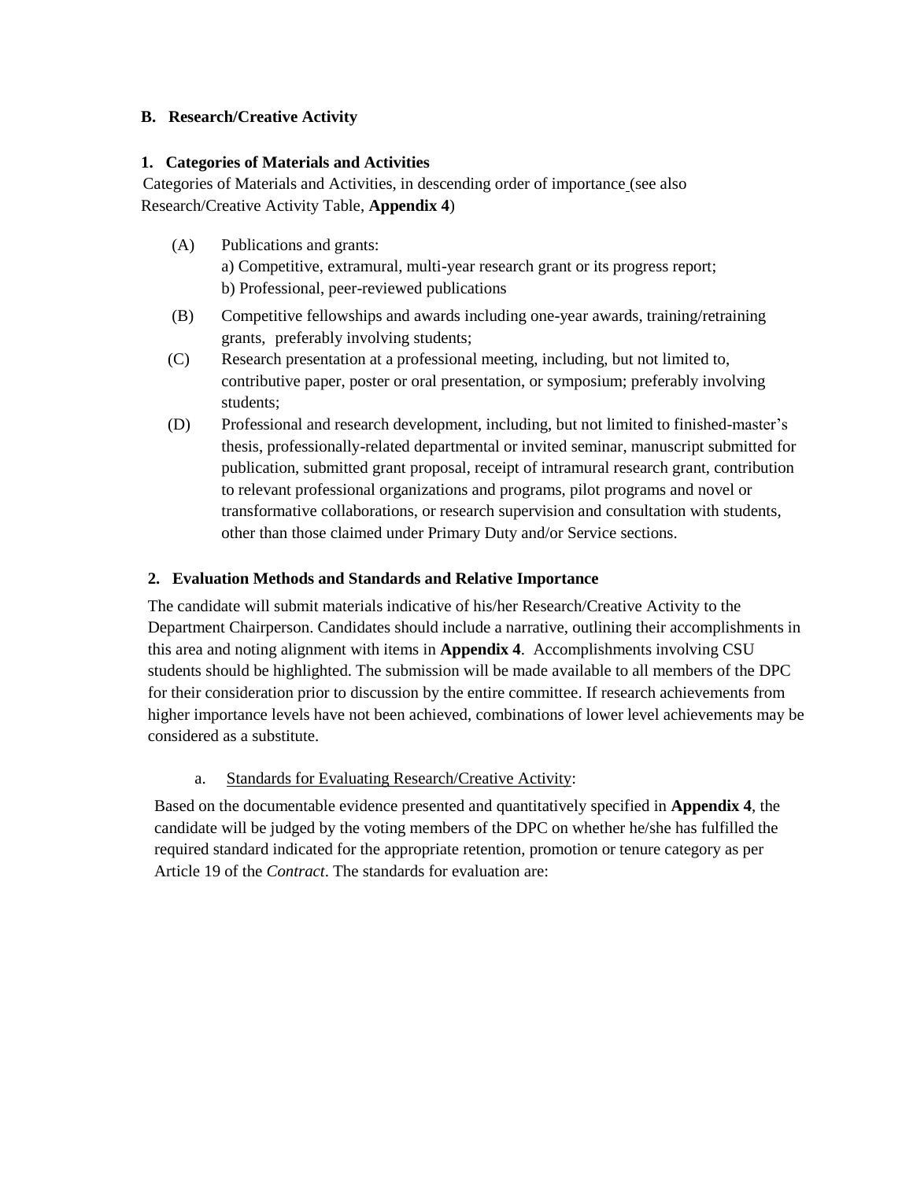**B. Research/Creative Activity**

**1. Categories of Materials and Activities**

Categories of Materials and Activities, in descending order of importance (see also Research/Creative Activity Table, **Appendix 4**)

(A) Publications and grants:
a) Competitive, extramural, multi-year research grant or its progress report;
b) Professional, peer-reviewed publications

(B) Competitive fellowships and awards including one-year awards, training/retraining grants, preferably involving students;

(C) Research presentation at a professional meeting, including, but not limited to, contributive paper, poster or oral presentation, or symposium; preferably involving students;

(D) Professional and research development, including, but not limited to finished-master's thesis, professionally-related departmental or invited seminar, manuscript submitted for publication, submitted grant proposal, receipt of intramural research grant, contribution to relevant professional organizations and programs, pilot programs and novel or transformative collaborations, or research supervision and consultation with students, other than those claimed under Primary Duty and/or Service sections.

**2. Evaluation Methods and Standards and Relative Importance**

The candidate will submit materials indicative of his/her Research/Creative Activity to the Department Chairperson. Candidates should include a narrative, outlining their accomplishments in this area and noting alignment with items in **Appendix 4**. Accomplishments involving CSU students should be highlighted. The submission will be made available to all members of the DPC for their consideration prior to discussion by the entire committee. If research achievements from higher importance levels have not been achieved, combinations of lower level achievements may be considered as a substitute.

a. Standards for Evaluating Research/Creative Activity:

Based on the documentable evidence presented and quantitatively specified in **Appendix 4**, the candidate will be judged by the voting members of the DPC on whether he/she has fulfilled the required standard indicated for the appropriate retention, promotion or tenure category as per Article 19 of the *Contract*. The standards for evaluation are: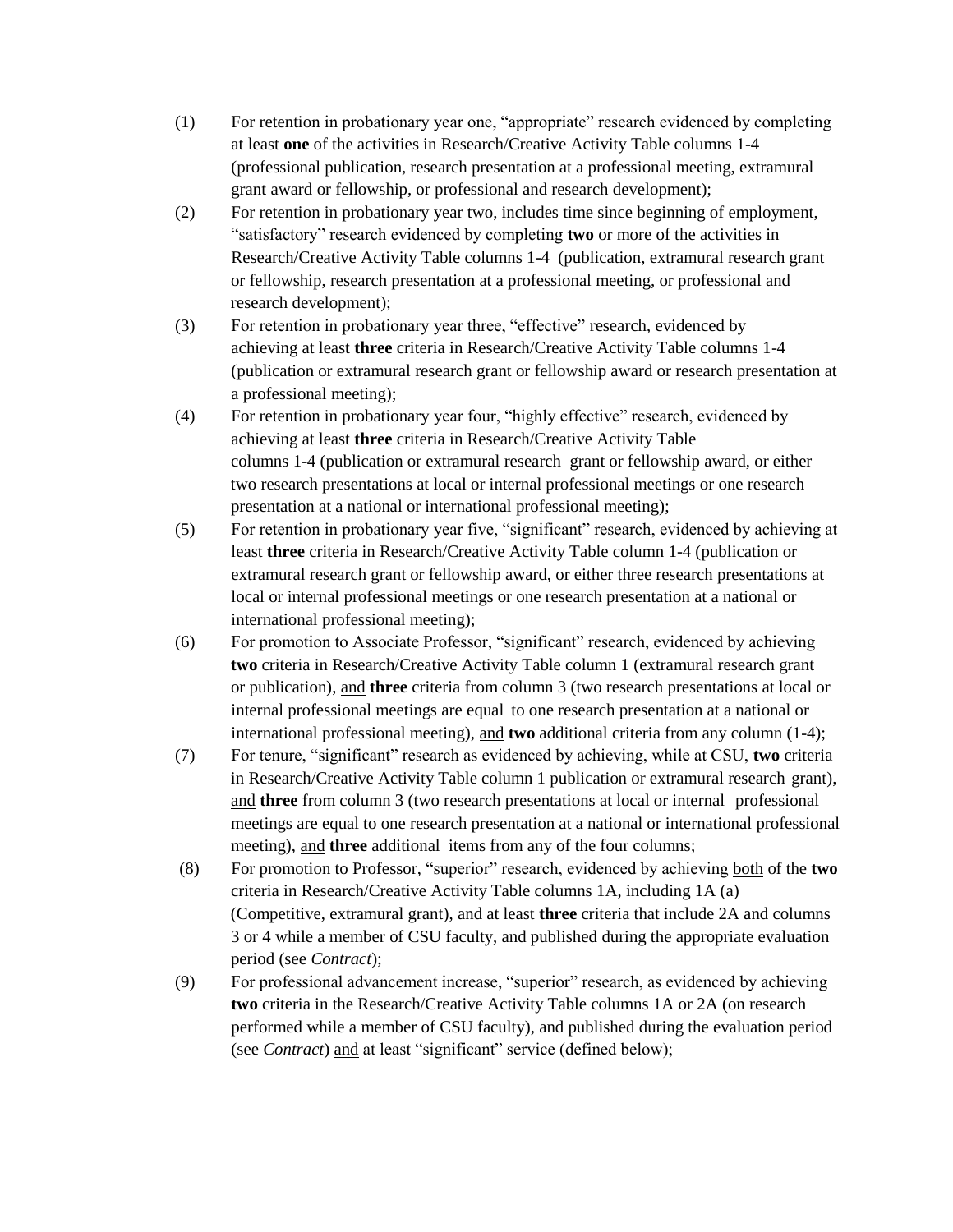(1) For retention in probationary year one, "appropriate" research evidenced by completing at least **one** of the activities in Research/Creative Activity Table columns 1-4 (professional publication, research presentation at a professional meeting, extramural grant award or fellowship, or professional and research development);

(2) For retention in probationary year two, includes time since beginning of employment, "satisfactory" research evidenced by completing **two** or more of the activities in Research/Creative Activity Table columns 1-4 (publication, extramural research grant or fellowship, research presentation at a professional meeting, or professional and research development);

(3) For retention in probationary year three, "effective" research, evidenced by achieving at least **three** criteria in Research/Creative Activity Table columns 1-4 (publication or extramural research grant or fellowship award or research presentation at a professional meeting);

(4) For retention in probationary year four, "highly effective" research, evidenced by achieving at least **three** criteria in Research/Creative Activity Table columns 1-4 (publication or extramural research grant or fellowship award, or either two research presentations at local or internal professional meetings or one research presentation at a national or international professional meeting);

(5) For retention in probationary year five, "significant" research, evidenced by achieving at least **three** criteria in Research/Creative Activity Table column 1-4 (publication or extramural research grant or fellowship award, or either three research presentations at local or internal professional meetings or one research presentation at a national or international professional meeting);

(6) For promotion to Associate Professor, "significant" research, evidenced by achieving **two** criteria in Research/Creative Activity Table column 1 (extramural research grant or publication), <u>and</u> **three** criteria from column 3 (two research presentations at local or internal professional meetings are equal to one research presentation at a national or international professional meeting), <u>and</u> **two** additional criteria from any column (1-4);

(7) For tenure, "significant" research as evidenced by achieving, while at CSU, **two** criteria in Research/Creative Activity Table column 1 publication or extramural research grant), <u>and</u> **three** from column 3 (two research presentations at local or internal professional meetings are equal to one research presentation at a national or international professional meeting), <u>and</u> **three** additional items from any of the four columns;

(8) For promotion to Professor, "superior" research, evidenced by achieving <u>both</u> of the **two** criteria in Research/Creative Activity Table columns 1A, including 1A (a) (Competitive, extramural grant), <u>and</u> at least **three** criteria that include 2A and columns 3 or 4 while a member of CSU faculty, and published during the appropriate evaluation period (see *Contract*);

(9) For professional advancement increase, "superior" research, as evidenced by achieving **two** criteria in the Research/Creative Activity Table columns 1A or 2A (on research performed while a member of CSU faculty), and published during the evaluation period (see *Contract*) <u>and</u> at least "significant" service (defined below);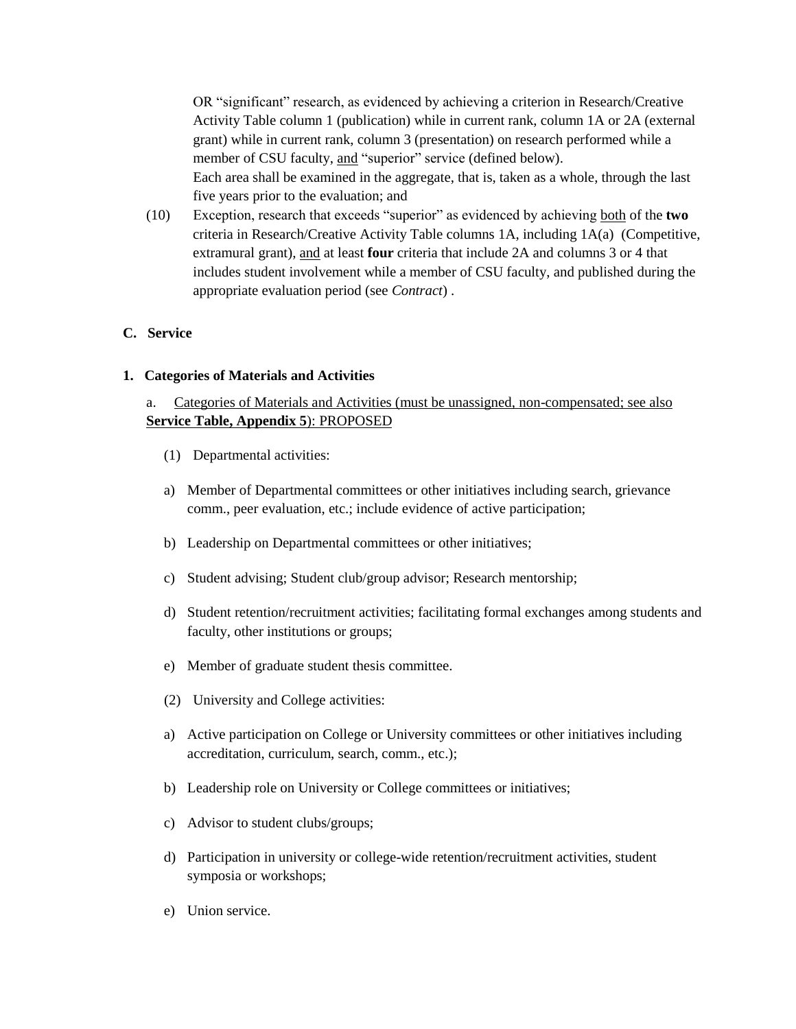OR "significant" research, as evidenced by achieving a criterion in Research/Creative Activity Table column 1 (publication) while in current rank, column 1A or 2A (external grant) while in current rank, column 3 (presentation) on research performed while a member of CSU faculty, <u>and</u> "superior" service (defined below).
Each area shall be examined in the aggregate, that is, taken as a whole, through the last five years prior to the evaluation; and

(10) Exception, research that exceeds "superior" as evidenced by achieving <u>both</u> of the **two** criteria in Research/Creative Activity Table columns 1A, including 1A(a) (Competitive, extramural grant), <u>and</u> at least **four** criteria that include 2A and columns 3 or 4 that includes student involvement while a member of CSU faculty, and published during the appropriate evaluation period (see *Contract*) .

### C. Service

#### 1. Categories of Materials and Activities

a. <u>Categories of Materials and Activities (must be unassigned, non-compensated; see also **Service Table, Appendix 5**): PROPOSED</u>

(1) Departmental activities:

a) Member of Departmental committees or other initiatives including search, grievance comm., peer evaluation, etc.; include evidence of active participation;

b) Leadership on Departmental committees or other initiatives;

c) Student advising; Student club/group advisor; Research mentorship;

d) Student retention/recruitment activities; facilitating formal exchanges among students and faculty, other institutions or groups;

e) Member of graduate student thesis committee.

(2) University and College activities:

a) Active participation on College or University committees or other initiatives including accreditation, curriculum, search, comm., etc.);

b) Leadership role on University or College committees or initiatives;

c) Advisor to student clubs/groups;

d) Participation in university or college-wide retention/recruitment activities, student symposia or workshops;

e) Union service.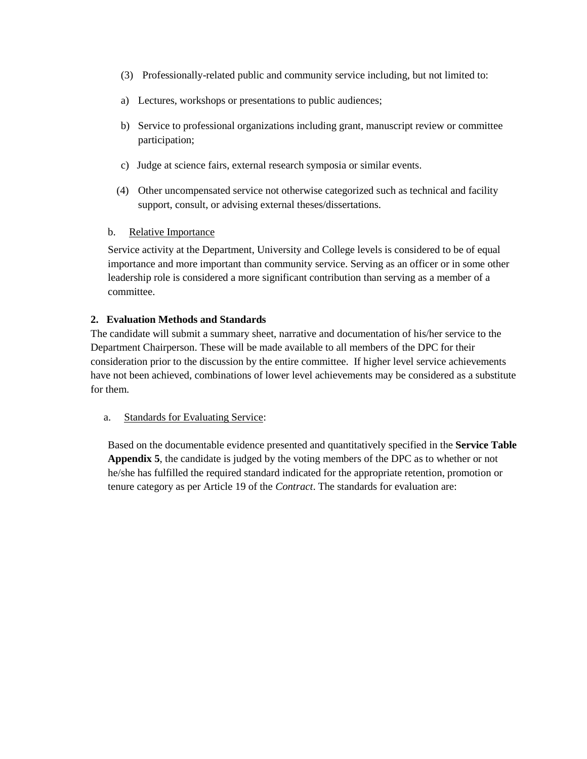(3) Professionally-related public and community service including, but not limited to:

a) Lectures, workshops or presentations to public audiences;

b) Service to professional organizations including grant, manuscript review or committee participation;

c) Judge at science fairs, external research symposia or similar events.

(4) Other uncompensated service not otherwise categorized such as technical and facility support, consult, or advising external theses/dissertations.

b. Relative Importance

Service activity at the Department, University and College levels is considered to be of equal importance and more important than community service. Serving as an officer or in some other leadership role is considered a more significant contribution than serving as a member of a committee.

**2. Evaluation Methods and Standards**

The candidate will submit a summary sheet, narrative and documentation of his/her service to the Department Chairperson. These will be made available to all members of the DPC for their consideration prior to the discussion by the entire committee. If higher level service achievements have not been achieved, combinations of lower level achievements may be considered as a substitute for them.

a. Standards for Evaluating Service:

Based on the documentable evidence presented and quantitatively specified in the **Service Table Appendix 5**, the candidate is judged by the voting members of the DPC as to whether or not he/she has fulfilled the required standard indicated for the appropriate retention, promotion or tenure category as per Article 19 of the *Contract*. The standards for evaluation are: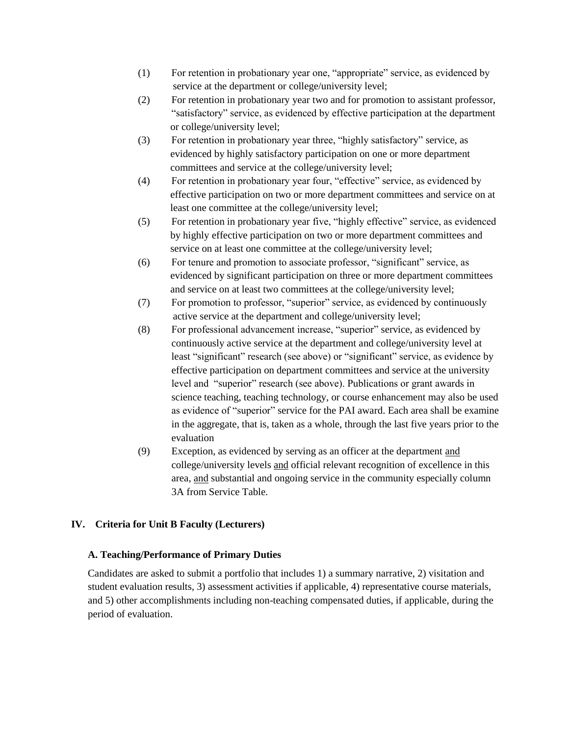(1) For retention in probationary year one, "appropriate" service, as evidenced by service at the department or college/university level;

(2) For retention in probationary year two and for promotion to assistant professor, "satisfactory" service, as evidenced by effective participation at the department or college/university level;

(3) For retention in probationary year three, "highly satisfactory" service, as evidenced by highly satisfactory participation on one or more department committees and service at the college/university level;

(4) For retention in probationary year four, "effective" service, as evidenced by effective participation on two or more department committees and service on at least one committee at the college/university level;

(5) For retention in probationary year five, "highly effective" service, as evidenced by highly effective participation on two or more department committees and service on at least one committee at the college/university level;

(6) For tenure and promotion to associate professor, "significant" service, as evidenced by significant participation on three or more department committees and service on at least two committees at the college/university level;

(7) For promotion to professor, "superior" service, as evidenced by continuously active service at the department and college/university level;

(8) For professional advancement increase, "superior" service, as evidenced by continuously active service at the department and college/university level at least "significant" research (see above) or "significant" service, as evidence by effective participation on department committees and service at the university level and "superior" research (see above). Publications or grant awards in science teaching, teaching technology, or course enhancement may also be used as evidence of "superior" service for the PAI award. Each area shall be examine in the aggregate, that is, taken as a whole, through the last five years prior to the evaluation

(9) Exception, as evidenced by serving as an officer at the department <u>and</u> college/university levels <u>and</u> official relevant recognition of excellence in this area, <u>and</u> substantial and ongoing service in the community especially column 3A from Service Table.

## IV. Criteria for Unit B Faculty (Lecturers)

### A. Teaching/Performance of Primary Duties

Candidates are asked to submit a portfolio that includes 1) a summary narrative, 2) visitation and student evaluation results, 3) assessment activities if applicable, 4) representative course materials, and 5) other accomplishments including non-teaching compensated duties, if applicable, during the period of evaluation.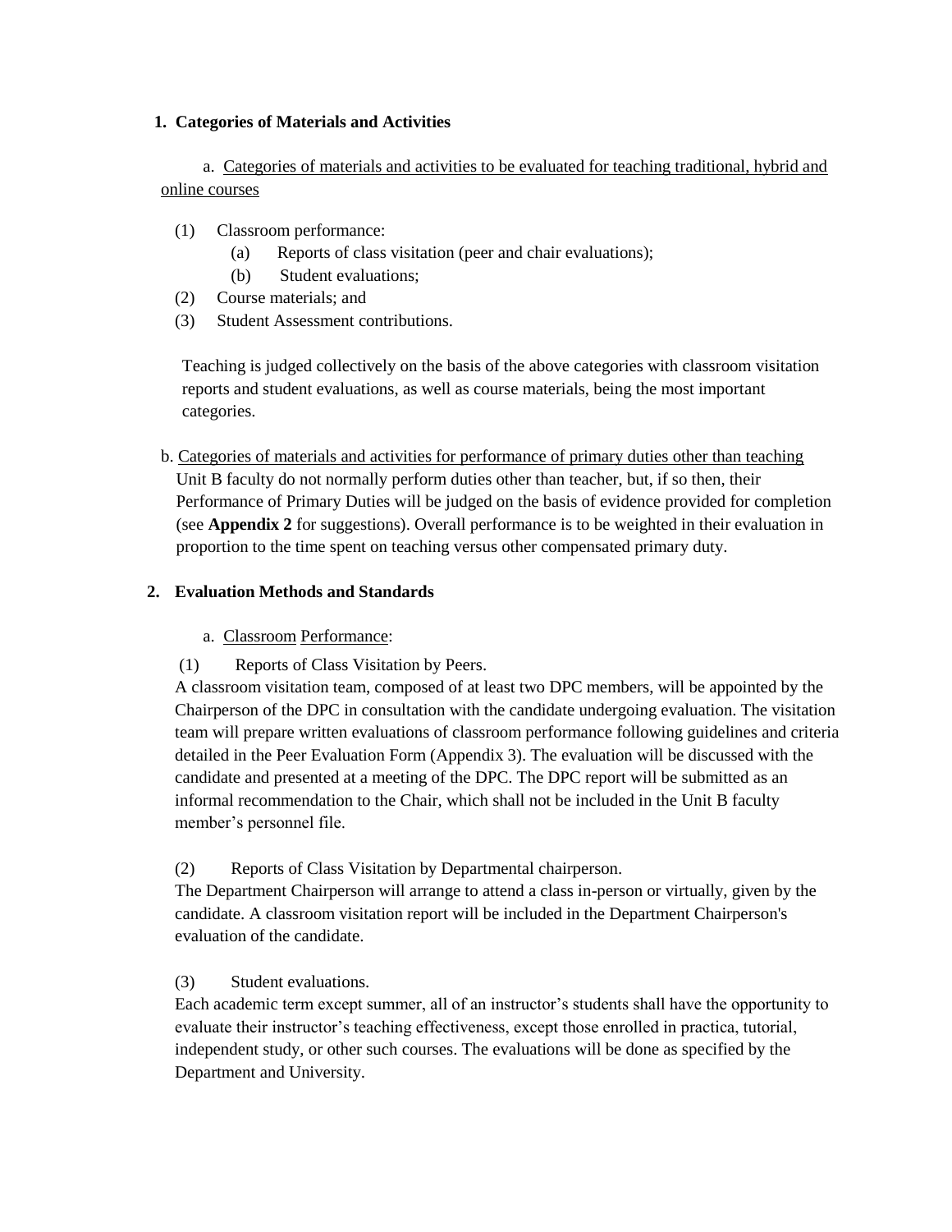## 1. Categories of Materials and Activities

a. <u>Categories of materials and activities to be evaluated for teaching traditional, hybrid and online courses</u>

(1) Classroom performance:
  (a) Reports of class visitation (peer and chair evaluations);
  (b) Student evaluations;
(2) Course materials; and
(3) Student Assessment contributions.

Teaching is judged collectively on the basis of the above categories with classroom visitation reports and student evaluations, as well as course materials, being the most important categories.

b. <u>Categories of materials and activities for performance of primary duties other than teaching</u>
Unit B faculty do not normally perform duties other than teacher, but, if so then, their Performance of Primary Duties will be judged on the basis of evidence provided for completion (see **Appendix 2** for suggestions). Overall performance is to be weighted in their evaluation in proportion to the time spent on teaching versus other compensated primary duty.

## 2. Evaluation Methods and Standards

a. <u>Classroom Performance</u>:

(1) Reports of Class Visitation by Peers.
A classroom visitation team, composed of at least two DPC members, will be appointed by the Chairperson of the DPC in consultation with the candidate undergoing evaluation. The visitation team will prepare written evaluations of classroom performance following guidelines and criteria detailed in the Peer Evaluation Form (Appendix 3). The evaluation will be discussed with the candidate and presented at a meeting of the DPC. The DPC report will be submitted as an informal recommendation to the Chair, which shall not be included in the Unit B faculty member's personnel file.

(2) Reports of Class Visitation by Departmental chairperson.
The Department Chairperson will arrange to attend a class in-person or virtually, given by the candidate. A classroom visitation report will be included in the Department Chairperson's evaluation of the candidate.

(3) Student evaluations.
Each academic term except summer, all of an instructor's students shall have the opportunity to evaluate their instructor's teaching effectiveness, except those enrolled in practica, tutorial, independent study, or other such courses. The evaluations will be done as specified by the Department and University.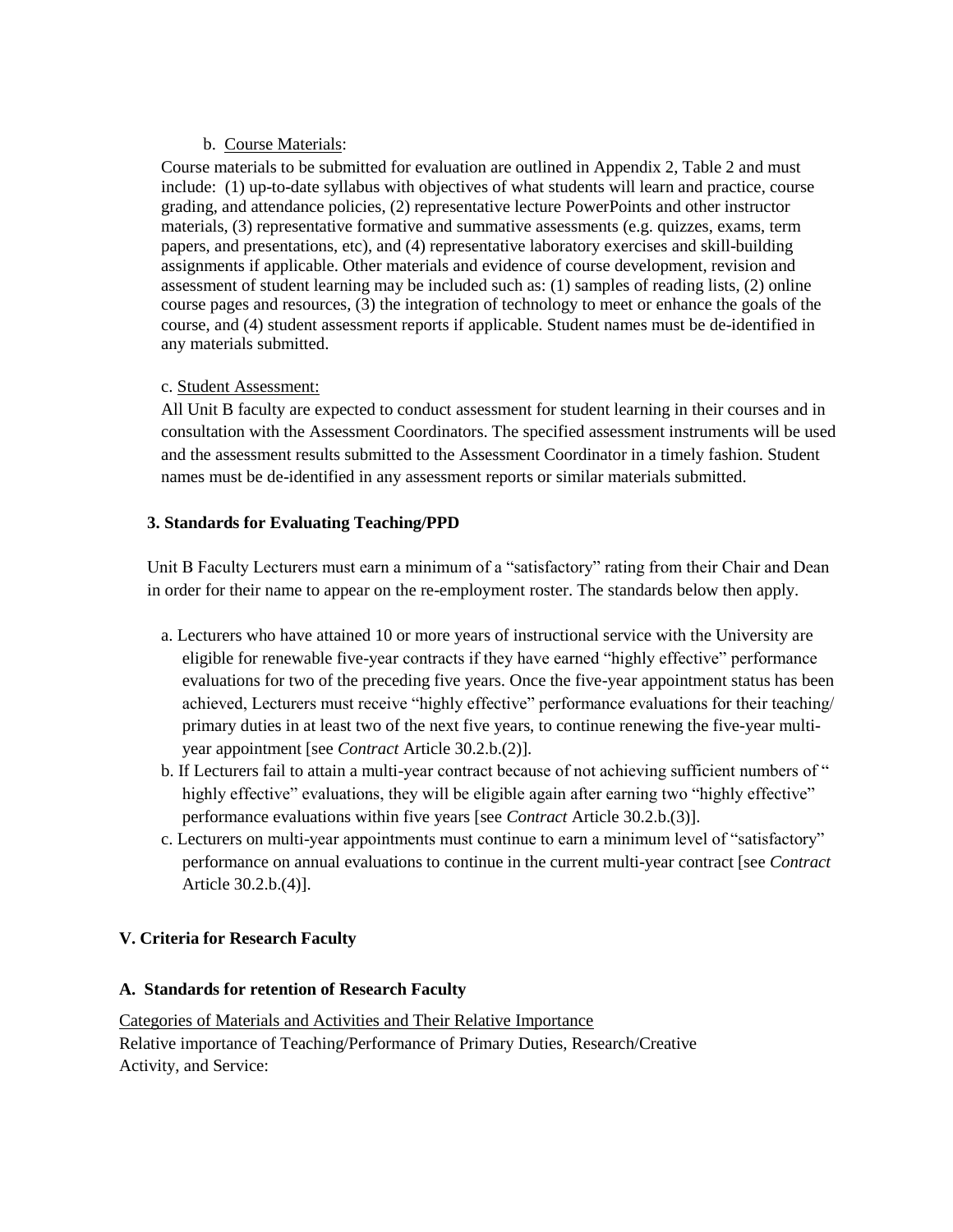b. Course Materials:

Course materials to be submitted for evaluation are outlined in Appendix 2, Table 2 and must include: (1) up-to-date syllabus with objectives of what students will learn and practice, course grading, and attendance policies, (2) representative lecture PowerPoints and other instructor materials, (3) representative formative and summative assessments (e.g. quizzes, exams, term papers, and presentations, etc), and (4) representative laboratory exercises and skill-building assignments if applicable. Other materials and evidence of course development, revision and assessment of student learning may be included such as: (1) samples of reading lists, (2) online course pages and resources, (3) the integration of technology to meet or enhance the goals of the course, and (4) student assessment reports if applicable. Student names must be de-identified in any materials submitted.

c. Student Assessment:

All Unit B faculty are expected to conduct assessment for student learning in their courses and in consultation with the Assessment Coordinators. The specified assessment instruments will be used and the assessment results submitted to the Assessment Coordinator in a timely fashion. Student names must be de-identified in any assessment reports or similar materials submitted.

**3. Standards for Evaluating Teaching/PPD**

Unit B Faculty Lecturers must earn a minimum of a "satisfactory" rating from their Chair and Dean in order for their name to appear on the re-employment roster. The standards below then apply.

a. Lecturers who have attained 10 or more years of instructional service with the University are eligible for renewable five-year contracts if they have earned "highly effective" performance evaluations for two of the preceding five years. Once the five-year appointment status has been achieved, Lecturers must receive "highly effective" performance evaluations for their teaching/ primary duties in at least two of the next five years, to continue renewing the five-year multi-year appointment [see *Contract* Article 30.2.b.(2)].

b. If Lecturers fail to attain a multi-year contract because of not achieving sufficient numbers of " highly effective" evaluations, they will be eligible again after earning two "highly effective" performance evaluations within five years [see *Contract* Article 30.2.b.(3)].

c. Lecturers on multi-year appointments must continue to earn a minimum level of "satisfactory" performance on annual evaluations to continue in the current multi-year contract [see *Contract* Article 30.2.b.(4)].

## V. Criteria for Research Faculty

### A. Standards for retention of Research Faculty

Categories of Materials and Activities and Their Relative Importance

Relative importance of Teaching/Performance of Primary Duties, Research/Creative Activity, and Service: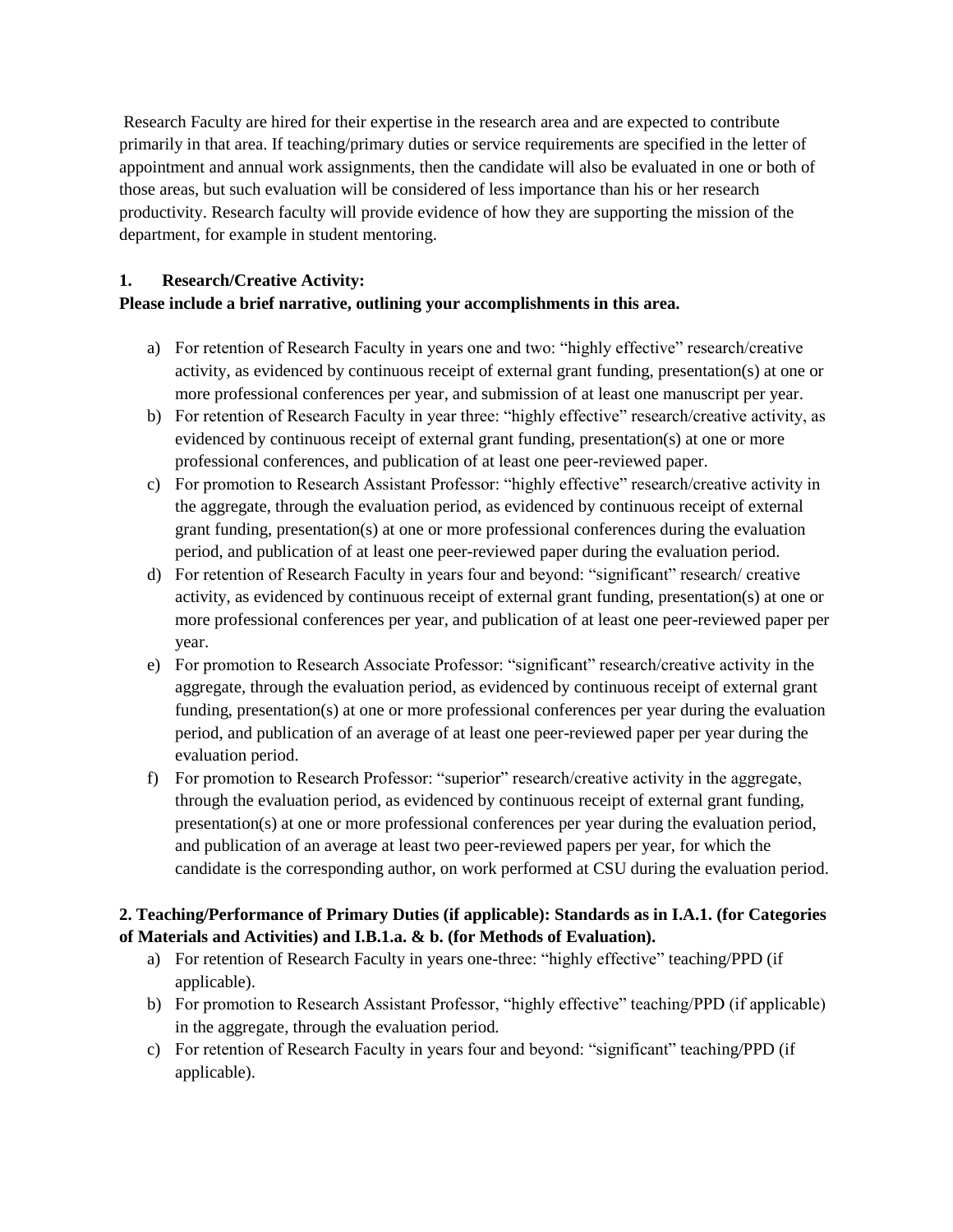Research Faculty are hired for their expertise in the research area and are expected to contribute primarily in that area. If teaching/primary duties or service requirements are specified in the letter of appointment and annual work assignments, then the candidate will also be evaluated in one or both of those areas, but such evaluation will be considered of less importance than his or her research productivity. Research faculty will provide evidence of how they are supporting the mission of the department, for example in student mentoring.

**1. Research/Creative Activity:**
**Please include a brief narrative, outlining your accomplishments in this area.**

a) For retention of Research Faculty in years one and two: "highly effective" research/creative activity, as evidenced by continuous receipt of external grant funding, presentation(s) at one or more professional conferences per year, and submission of at least one manuscript per year.
b) For retention of Research Faculty in year three: "highly effective" research/creative activity, as evidenced by continuous receipt of external grant funding, presentation(s) at one or more professional conferences, and publication of at least one peer-reviewed paper.
c) For promotion to Research Assistant Professor: "highly effective" research/creative activity in the aggregate, through the evaluation period, as evidenced by continuous receipt of external grant funding, presentation(s) at one or more professional conferences during the evaluation period, and publication of at least one peer-reviewed paper during the evaluation period.
d) For retention of Research Faculty in years four and beyond: "significant" research/ creative activity, as evidenced by continuous receipt of external grant funding, presentation(s) at one or more professional conferences per year, and publication of at least one peer-reviewed paper per year.
e) For promotion to Research Associate Professor: "significant" research/creative activity in the aggregate, through the evaluation period, as evidenced by continuous receipt of external grant funding, presentation(s) at one or more professional conferences per year during the evaluation period, and publication of an average of at least one peer-reviewed paper per year during the evaluation period.
f) For promotion to Research Professor: "superior" research/creative activity in the aggregate, through the evaluation period, as evidenced by continuous receipt of external grant funding, presentation(s) at one or more professional conferences per year during the evaluation period, and publication of an average at least two peer-reviewed papers per year, for which the candidate is the corresponding author, on work performed at CSU during the evaluation period.

**2. Teaching/Performance of Primary Duties (if applicable): Standards as in I.A.1. (for Categories of Materials and Activities) and I.B.1.a. & b. (for Methods of Evaluation).**

a) For retention of Research Faculty in years one-three: "highly effective" teaching/PPD (if applicable).
b) For promotion to Research Assistant Professor, "highly effective" teaching/PPD (if applicable) in the aggregate, through the evaluation period.
c) For retention of Research Faculty in years four and beyond: "significant" teaching/PPD (if applicable).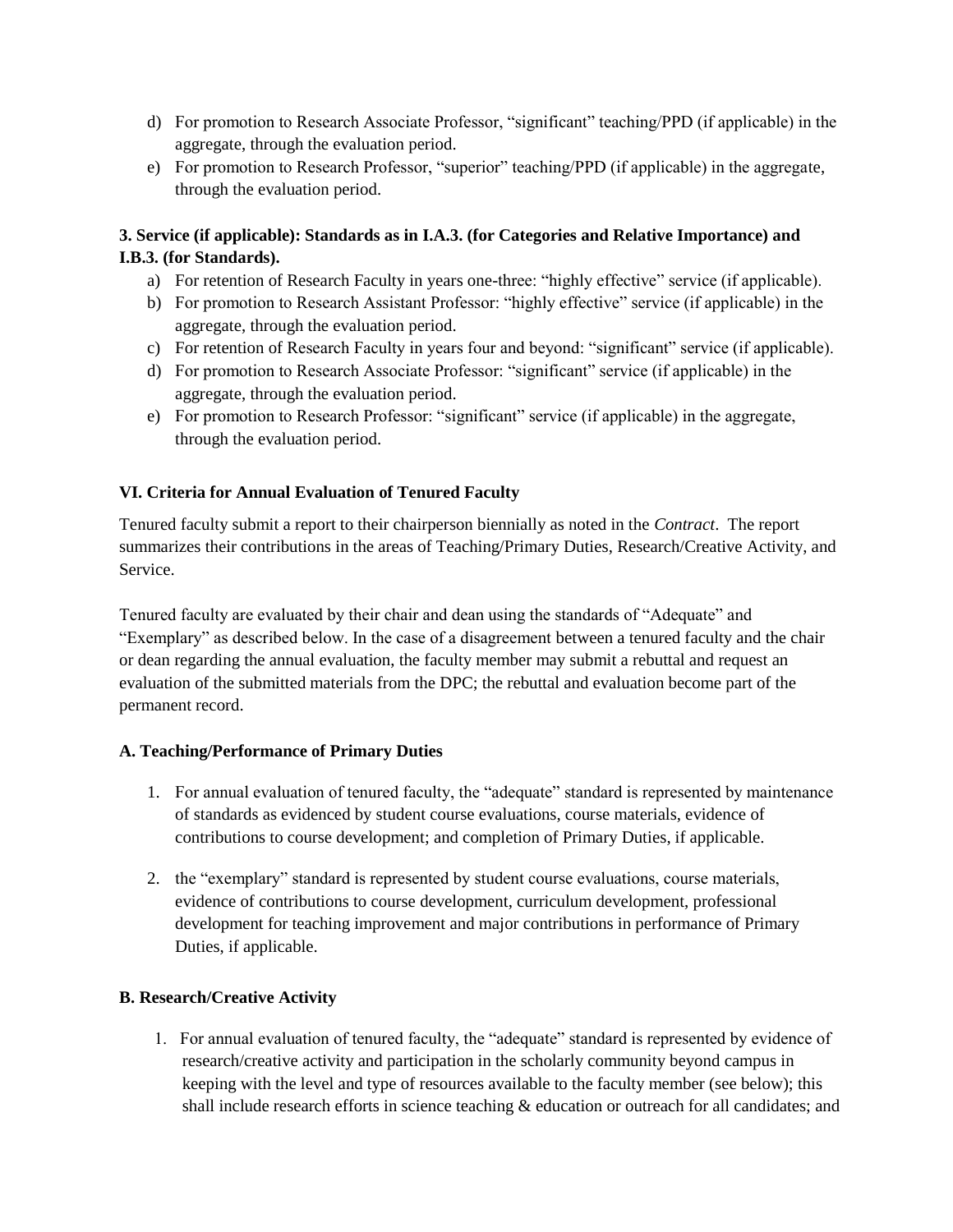d) For promotion to Research Associate Professor, "significant" teaching/PPD (if applicable) in the aggregate, through the evaluation period.
e) For promotion to Research Professor, "superior" teaching/PPD (if applicable) in the aggregate, through the evaluation period.

**3. Service (if applicable): Standards as in I.A.3. (for Categories and Relative Importance) and I.B.3. (for Standards).**

a) For retention of Research Faculty in years one-three: "highly effective" service (if applicable).
b) For promotion to Research Assistant Professor: "highly effective" service (if applicable) in the aggregate, through the evaluation period.
c) For retention of Research Faculty in years four and beyond: "significant" service (if applicable).
d) For promotion to Research Associate Professor: "significant" service (if applicable) in the aggregate, through the evaluation period.
e) For promotion to Research Professor: "significant" service (if applicable) in the aggregate, through the evaluation period.

### VI. Criteria for Annual Evaluation of Tenured Faculty

Tenured faculty submit a report to their chairperson biennially as noted in the *Contract*. The report summarizes their contributions in the areas of Teaching/Primary Duties, Research/Creative Activity, and Service.

Tenured faculty are evaluated by their chair and dean using the standards of "Adequate" and "Exemplary" as described below. In the case of a disagreement between a tenured faculty and the chair or dean regarding the annual evaluation, the faculty member may submit a rebuttal and request an evaluation of the submitted materials from the DPC; the rebuttal and evaluation become part of the permanent record.

#### A. Teaching/Performance of Primary Duties

1. For annual evaluation of tenured faculty, the "adequate" standard is represented by maintenance of standards as evidenced by student course evaluations, course materials, evidence of contributions to course development; and completion of Primary Duties, if applicable.

2. the "exemplary" standard is represented by student course evaluations, course materials, evidence of contributions to course development, curriculum development, professional development for teaching improvement and major contributions in performance of Primary Duties, if applicable.

#### B. Research/Creative Activity

1. For annual evaluation of tenured faculty, the "adequate" standard is represented by evidence of research/creative activity and participation in the scholarly community beyond campus in keeping with the level and type of resources available to the faculty member (see below); this shall include research efforts in science teaching & education or outreach for all candidates; and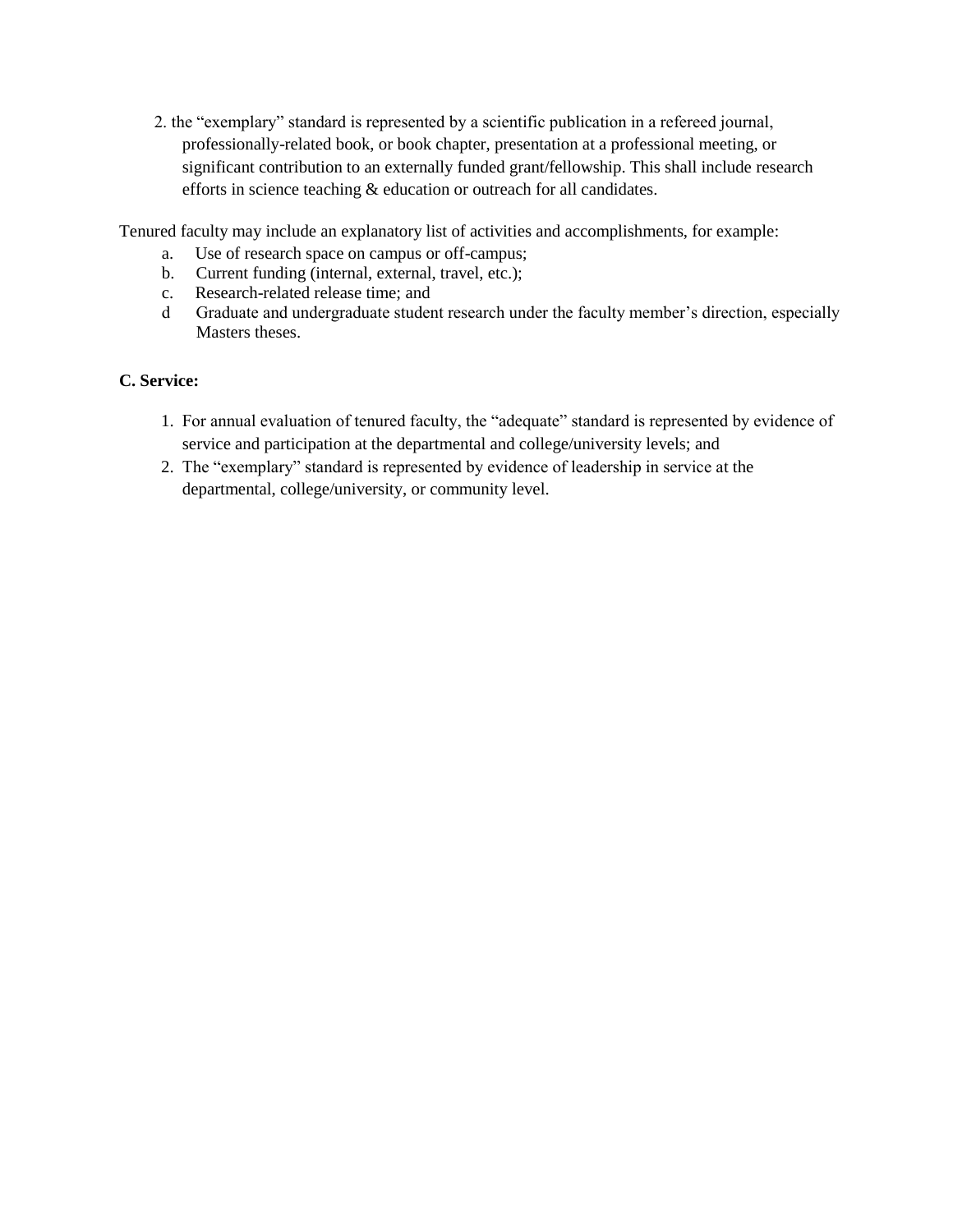2. the "exemplary" standard is represented by a scientific publication in a refereed journal, professionally-related book, or book chapter, presentation at a professional meeting, or significant contribution to an externally funded grant/fellowship. This shall include research efforts in science teaching & education or outreach for all candidates.

Tenured faculty may include an explanatory list of activities and accomplishments, for example:

a. Use of research space on campus or off-campus;
b. Current funding (internal, external, travel, etc.);
c. Research-related release time; and
d Graduate and undergraduate student research under the faculty member's direction, especially Masters theses.

**C. Service:**

1. For annual evaluation of tenured faculty, the "adequate" standard is represented by evidence of service and participation at the departmental and college/university levels; and
2. The "exemplary" standard is represented by evidence of leadership in service at the departmental, college/university, or community level.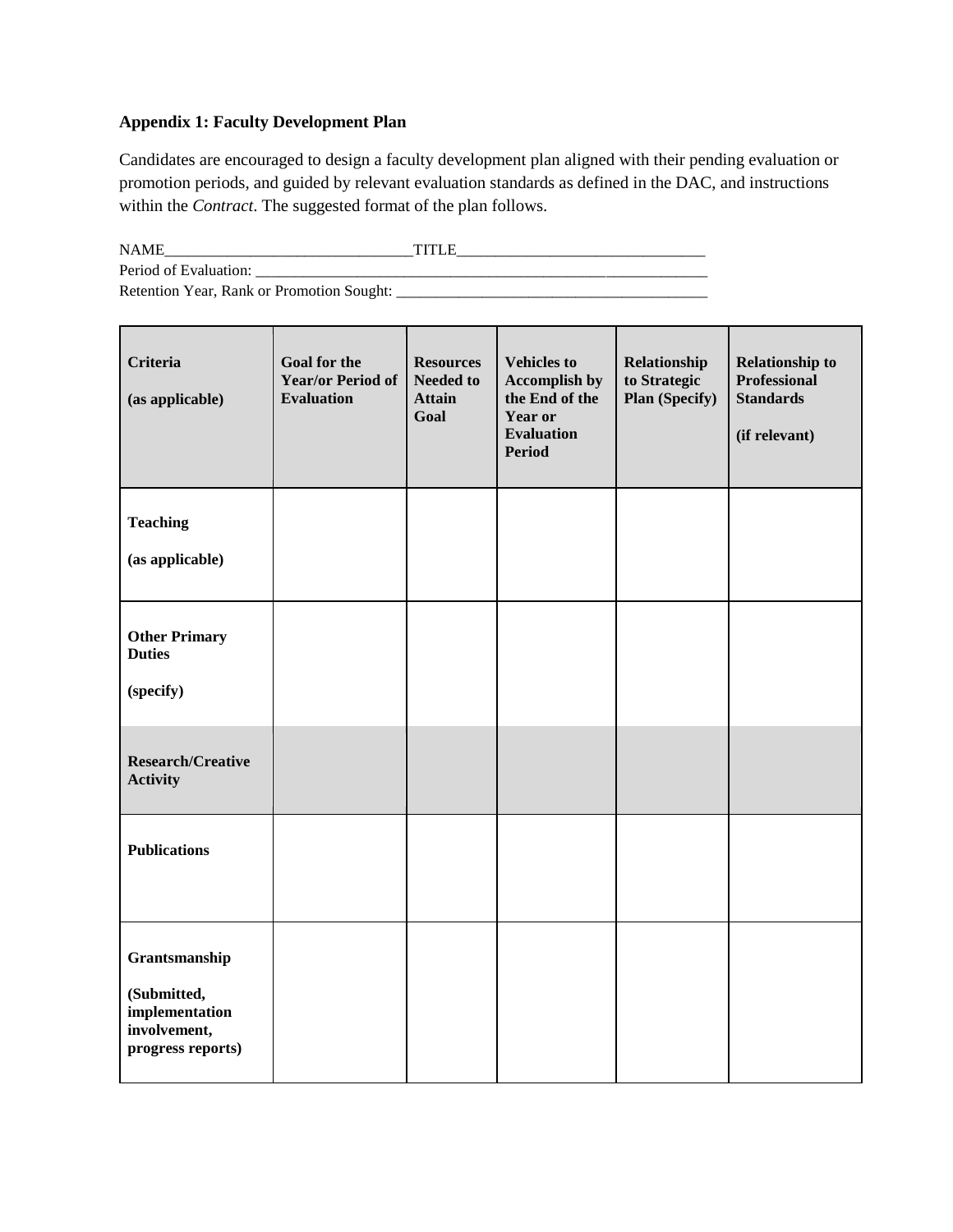**Appendix 1: Faculty Development Plan**

Candidates are encouraged to design a faculty development plan aligned with their pending evaluation or promotion periods, and guided by relevant evaluation standards as defined in the DAC, and instructions within the *Contract*. The suggested format of the plan follows.

NAME________________________________TITLE________________________________
Period of Evaluation: ____________________________________________________________
Retention Year, Rank or Promotion Sought: ________________________________________

| **Criteria**<br><br>**(as applicable)** | **Goal for the Year/or Period of Evaluation** | **Resources Needed to Attain Goal** | **Vehicles to Accomplish by the End of the Year or Evaluation Period** | **Relationship to Strategic Plan (Specify)** | **Relationship to Professional Standards**<br><br>**(if relevant)** |
|---|---|---|---|---|---|
| **Teaching**<br><br>**(as applicable)** | | | | | |
| **Other Primary Duties**<br><br>**(specify)** | | | | | |
| **Research/Creative Activity** | | | | | |
| **Publications** | | | | | |
| **Grantsmanship**<br><br>**(Submitted, implementation involvement, progress reports)** | | | | | |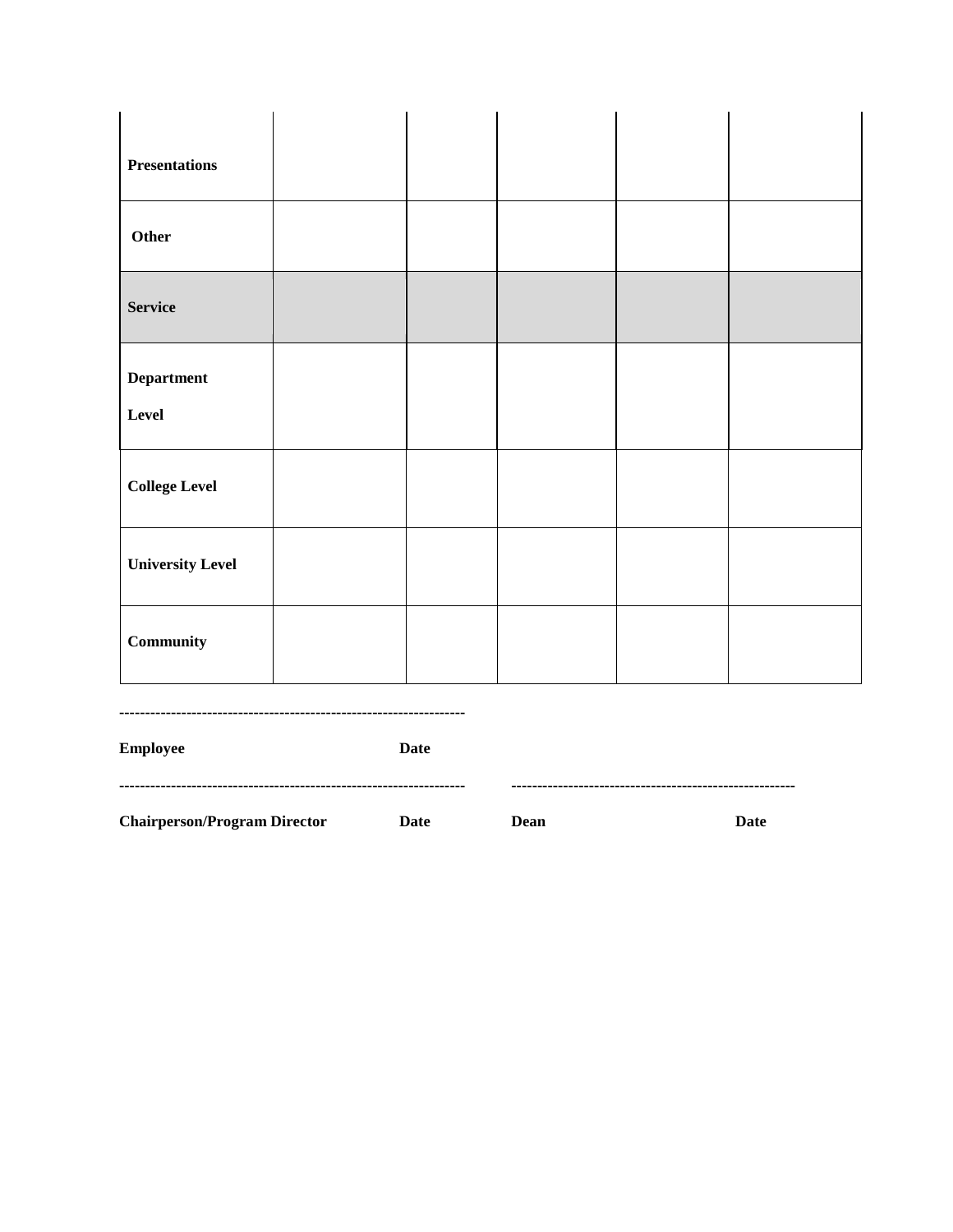| | | | | | |
|---|---|---|---|---|---|
| **Presentations** | | | | | |
| **Other** | | | | | |
| **Service** | | | | | |
| **Department Level** | | | | | |
| **College Level** | | | | | |
| **University Level** | | | | | |
| **Community** | | | | | |

-------------------------------------------------------------------

**Employee** **Date**

------------------------------------------------------------------- -------------------------------------------------------

**Chairperson/Program Director** **Date** **Dean** **Date**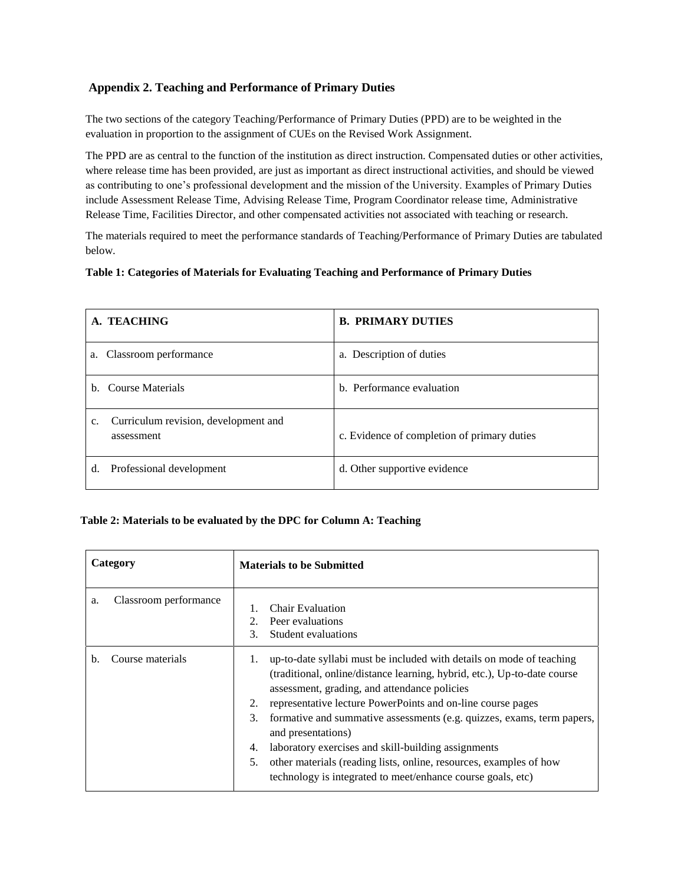## Appendix 2. Teaching and Performance of Primary Duties

The two sections of the category Teaching/Performance of Primary Duties (PPD) are to be weighted in the evaluation in proportion to the assignment of CUEs on the Revised Work Assignment.

The PPD are as central to the function of the institution as direct instruction. Compensated duties or other activities, where release time has been provided, are just as important as direct instructional activities, and should be viewed as contributing to one's professional development and the mission of the University. Examples of Primary Duties include Assessment Release Time, Advising Release Time, Program Coordinator release time, Administrative Release Time, Facilities Director, and other compensated activities not associated with teaching or research.

The materials required to meet the performance standards of Teaching/Performance of Primary Duties are tabulated below.

**Table 1: Categories of Materials for Evaluating Teaching and Performance of Primary Duties**

| A. TEACHING | B. PRIMARY DUTIES |
|---|---|
| a. Classroom performance | a. Description of duties |
| b. Course Materials | b. Performance evaluation |
| c. Curriculum revision, development and assessment | c. Evidence of completion of primary duties |
| d. Professional development | d. Other supportive evidence |

**Table 2: Materials to be evaluated by the DPC for Column A: Teaching**

| Category | Materials to be Submitted |
|---|---|
| a. Classroom performance | 1. Chair Evaluation<br>2. Peer evaluations<br>3. Student evaluations |
| b. Course materials | 1. up-to-date syllabi must be included with details on mode of teaching (traditional, online/distance learning, hybrid, etc.), Up-to-date course assessment, grading, and attendance policies<br>2. representative lecture PowerPoints and on-line course pages<br>3. formative and summative assessments (e.g. quizzes, exams, term papers, and presentations)<br>4. laboratory exercises and skill-building assignments<br>5. other materials (reading lists, online, resources, examples of how technology is integrated to meet/enhance course goals, etc) |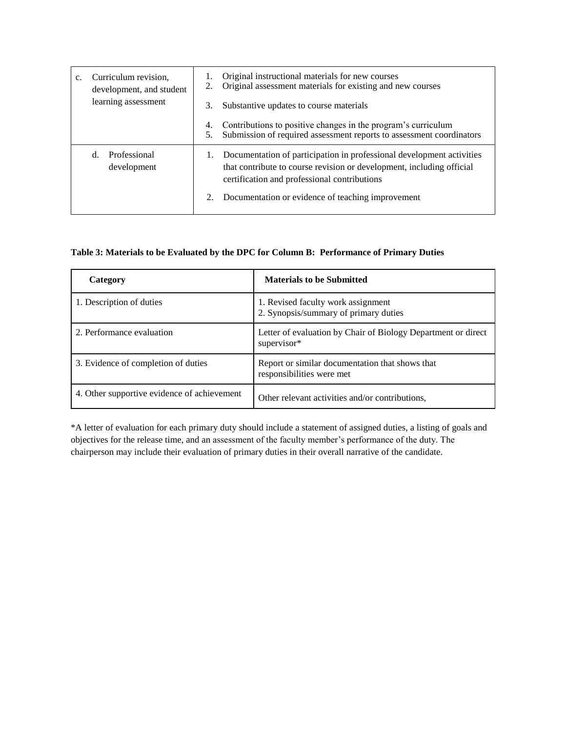| | |
|---|---|
| c. Curriculum revision, development, and student learning assessment | 1. Original instructional materials for new courses<br>2. Original assessment materials for existing and new courses<br>3. Substantive updates to course materials<br>4. Contributions to positive changes in the program's curriculum<br>5. Submission of required assessment reports to assessment coordinators |
| d. Professional development | 1. Documentation of participation in professional development activities that contribute to course revision or development, including official certification and professional contributions<br>2. Documentation or evidence of teaching improvement |

**Table 3: Materials to be Evaluated by the DPC for Column B: Performance of Primary Duties**

| Category | Materials to be Submitted |
|---|---|
| 1. Description of duties | 1. Revised faculty work assignment<br>2. Synopsis/summary of primary duties |
| 2. Performance evaluation | Letter of evaluation by Chair of Biology Department or direct supervisor* |
| 3. Evidence of completion of duties | Report or similar documentation that shows that responsibilities were met |
| 4. Other supportive evidence of achievement | Other relevant activities and/or contributions, |

*A letter of evaluation for each primary duty should include a statement of assigned duties, a listing of goals and objectives for the release time, and an assessment of the faculty member's performance of the duty. The chairperson may include their evaluation of primary duties in their overall narrative of the candidate.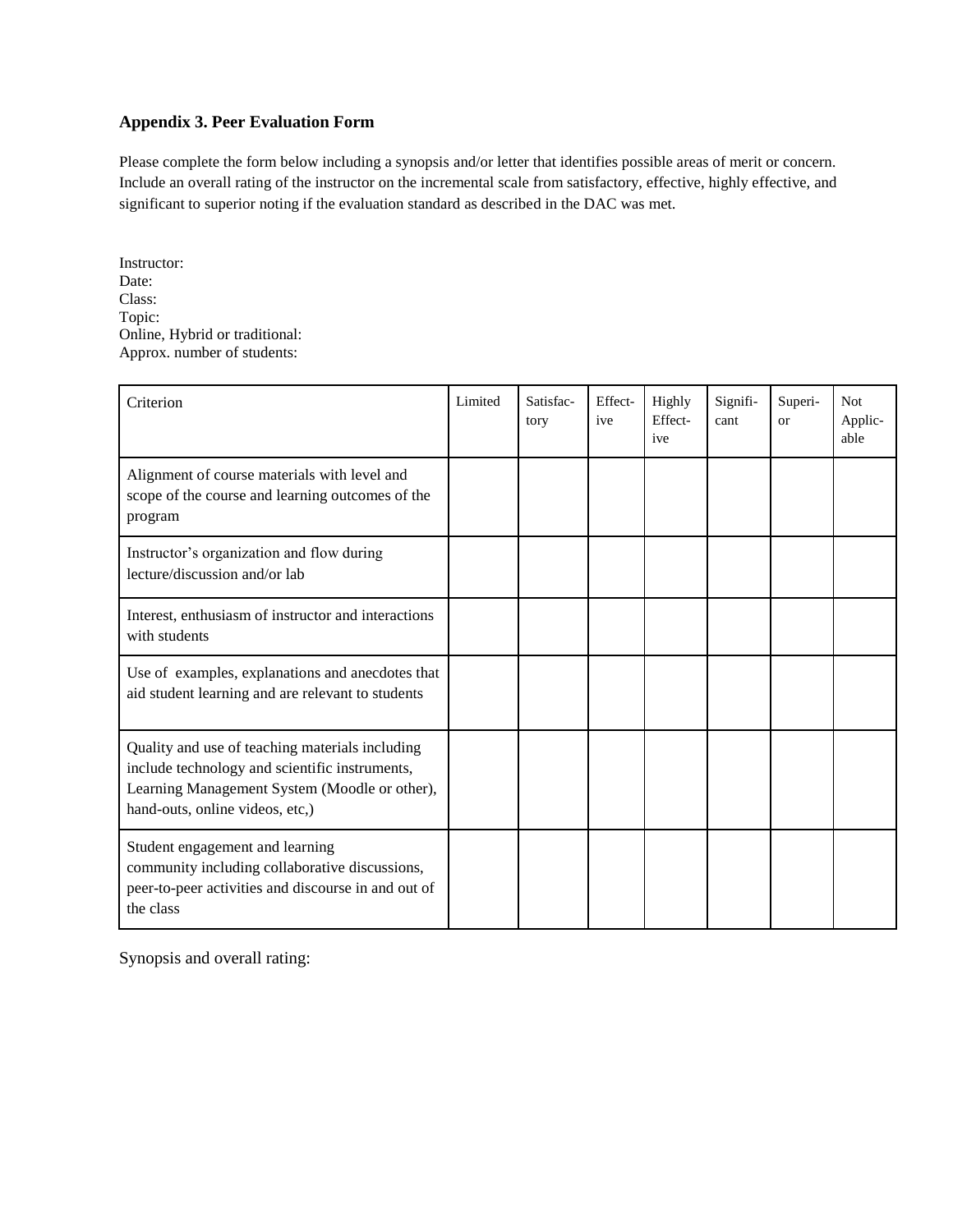## Appendix 3. Peer Evaluation Form

Please complete the form below including a synopsis and/or letter that identifies possible areas of merit or concern. Include an overall rating of the instructor on the incremental scale from satisfactory, effective, highly effective, and significant to superior noting if the evaluation standard as described in the DAC was met.

Instructor:
Date:
Class:
Topic:
Online, Hybrid or traditional:
Approx. number of students:

| Criterion | Limited | Satisfac-tory | Effect-ive | Highly Effect-ive | Signifi-cant | Superi-or | Not Applic-able |
|---|---|---|---|---|---|---|---|
| Alignment of course materials with level and scope of the course and learning outcomes of the program | | | | | | | |
| Instructor's organization and flow during lecture/discussion and/or lab | | | | | | | |
| Interest, enthusiasm of instructor and interactions with students | | | | | | | |
| Use of examples, explanations and anecdotes that aid student learning and are relevant to students | | | | | | | |
| Quality and use of teaching materials including include technology and scientific instruments, Learning Management System (Moodle or other), hand-outs, online videos, etc,) | | | | | | | |
| Student engagement and learning community including collaborative discussions, peer-to-peer activities and discourse in and out of the class | | | | | | | |

Synopsis and overall rating: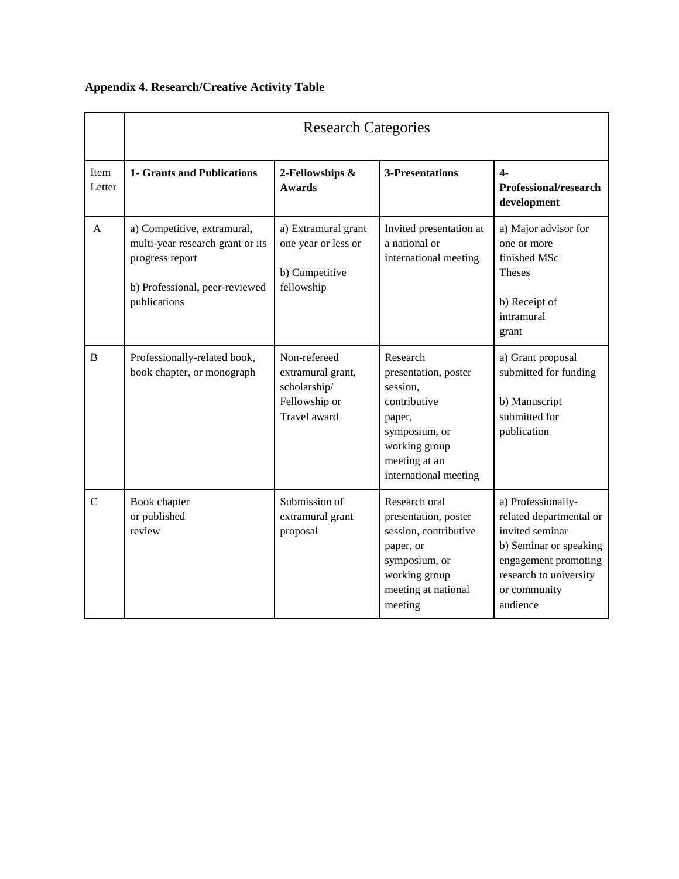**Appendix 4. Research/Creative Activity Table**

| | Research Categories | | | |
|---|---|---|---|---|
| Item Letter | **1- Grants and Publications** | **2-Fellowships & Awards** | **3-Presentations** | **4- Professional/research development** |
| A | a) Competitive, extramural, multi-year research grant or its progress report<br><br>b) Professional, peer-reviewed publications | a) Extramural grant one year or less or<br><br>b) Competitive fellowship | Invited presentation at a national or international meeting | a) Major advisor for one or more finished MSc Theses<br><br>b) Receipt of intramural grant |
| B | Professionally-related book, book chapter, or monograph | Non-refereed extramural grant, scholarship/ Fellowship or Travel award | Research presentation, poster session, contributive paper, symposium, or working group meeting at an international meeting | a) Grant proposal submitted for funding<br><br>b) Manuscript submitted for publication |
| C | Book chapter or published review | Submission of extramural grant proposal | Research oral presentation, poster session, contributive paper, or symposium, or working group meeting at national meeting | a) Professionally-related departmental or invited seminar<br>b) Seminar or speaking engagement promoting research to university or community audience |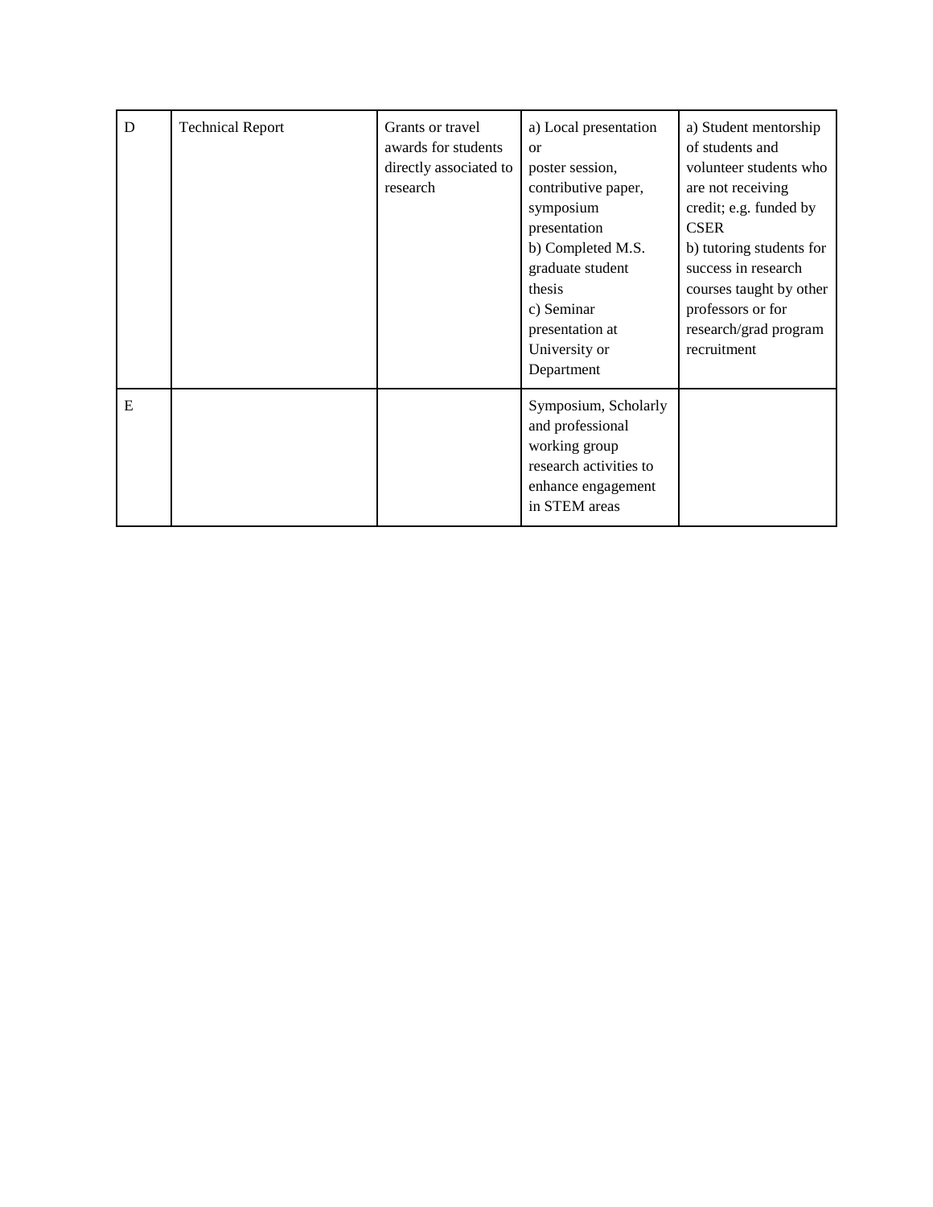| D | Technical Report | Grants or travel awards for students directly associated to research | a) Local presentation or poster session, contributive paper, symposium presentation<br>b) Completed M.S. graduate student thesis<br>c) Seminar presentation at University or Department | a) Student mentorship of students and volunteer students who are not receiving credit; e.g. funded by CSER<br>b) tutoring students for success in research courses taught by other professors or for research/grad program recruitment |
|---|---|---|---|---|
| E | | | Symposium, Scholarly and professional working group research activities to enhance engagement in STEM areas | |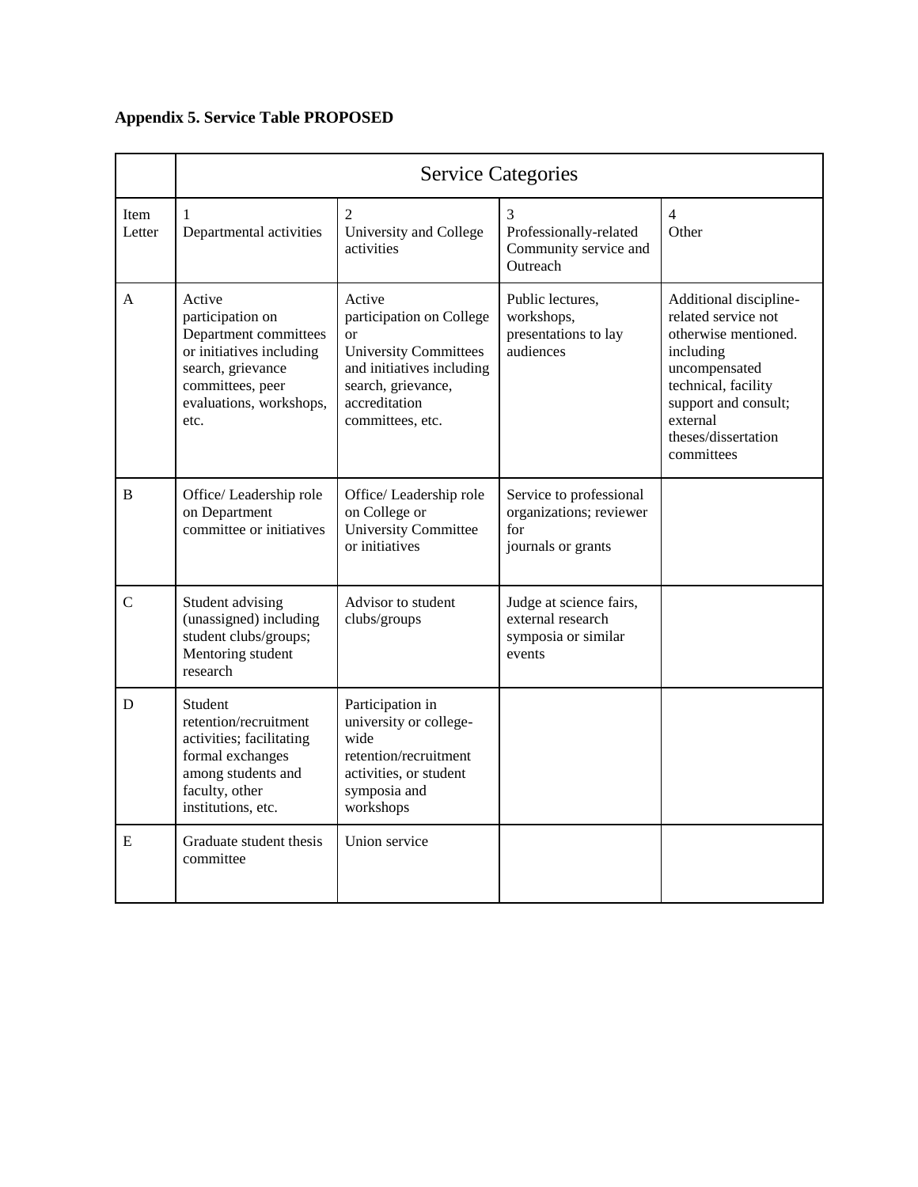**Appendix 5. Service Table PROPOSED**

| | Service Categories | | | |
|---|---|---|---|---|
| Item Letter | 1 Departmental activities | 2 University and College activities | 3 Professionally-related Community service and Outreach | 4 Other |
| A | Active participation on Department committees or initiatives including search, grievance committees, peer evaluations, workshops, etc. | Active participation on College or University Committees and initiatives including search, grievance, accreditation committees, etc. | Public lectures, workshops, presentations to lay audiences | Additional discipline-related service not otherwise mentioned. including uncompensated technical, facility support and consult; external theses/dissertation committees |
| B | Office/ Leadership role on Department committee or initiatives | Office/ Leadership role on College or University Committee or initiatives | Service to professional organizations; reviewer for journals or grants | |
| C | Student advising (unassigned) including student clubs/groups; Mentoring student research | Advisor to student clubs/groups | Judge at science fairs, external research symposia or similar events | |
| D | Student retention/recruitment activities; facilitating formal exchanges among students and faculty, other institutions, etc. | Participation in university or college-wide retention/recruitment activities, or student symposia and workshops | | |
| E | Graduate student thesis committee | Union service | | |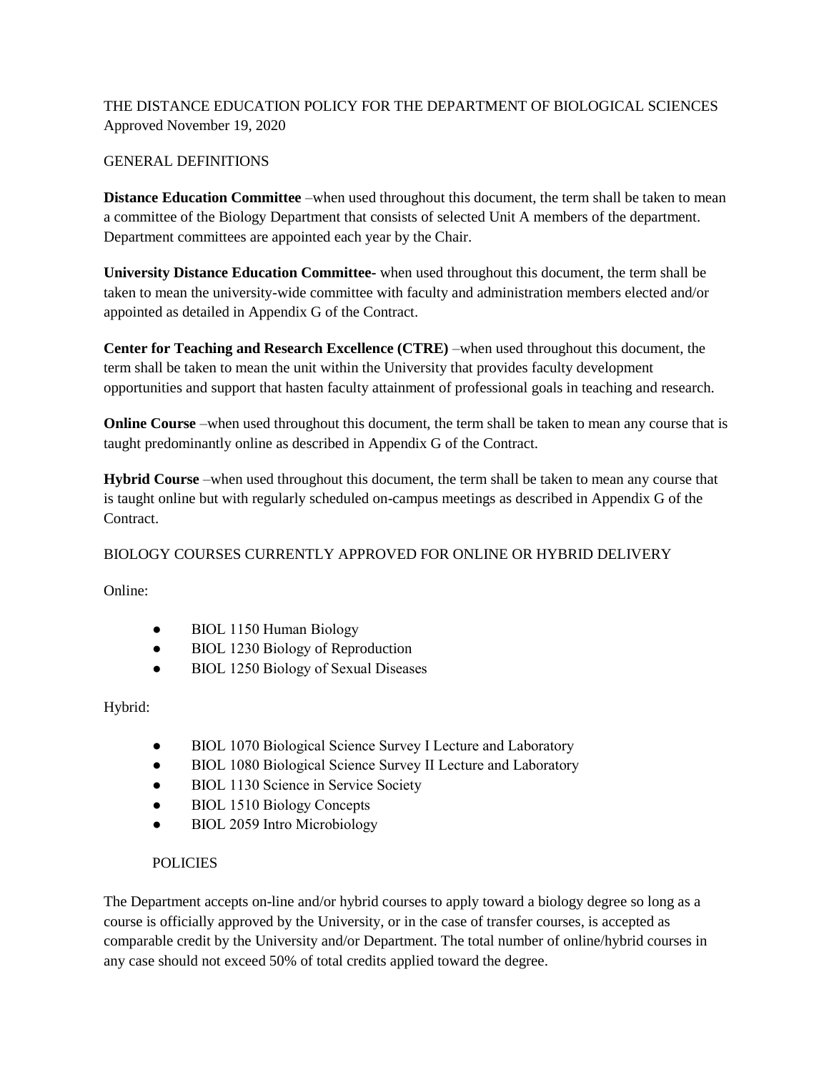THE DISTANCE EDUCATION POLICY FOR THE DEPARTMENT OF BIOLOGICAL SCIENCES
Approved November 19, 2020

GENERAL DEFINITIONS

**Distance Education Committee** –when used throughout this document, the term shall be taken to mean a committee of the Biology Department that consists of selected Unit A members of the department. Department committees are appointed each year by the Chair.

**University Distance Education Committee-** when used throughout this document, the term shall be taken to mean the university-wide committee with faculty and administration members elected and/or appointed as detailed in Appendix G of the Contract.

**Center for Teaching and Research Excellence (CTRE)** –when used throughout this document, the term shall be taken to mean the unit within the University that provides faculty development opportunities and support that hasten faculty attainment of professional goals in teaching and research.

**Online Course** –when used throughout this document, the term shall be taken to mean any course that is taught predominantly online as described in Appendix G of the Contract.

**Hybrid Course** –when used throughout this document, the term shall be taken to mean any course that is taught online but with regularly scheduled on-campus meetings as described in Appendix G of the Contract.

BIOLOGY COURSES CURRENTLY APPROVED FOR ONLINE OR HYBRID DELIVERY

Online:

- BIOL 1150 Human Biology
- BIOL 1230 Biology of Reproduction
- BIOL 1250 Biology of Sexual Diseases

Hybrid:

- BIOL 1070 Biological Science Survey I Lecture and Laboratory
- BIOL 1080 Biological Science Survey II Lecture and Laboratory
- BIOL 1130 Science in Service Society
- BIOL 1510 Biology Concepts
- BIOL 2059 Intro Microbiology

POLICIES

The Department accepts on-line and/or hybrid courses to apply toward a biology degree so long as a course is officially approved by the University, or in the case of transfer courses, is accepted as comparable credit by the University and/or Department. The total number of online/hybrid courses in any case should not exceed 50% of total credits applied toward the degree.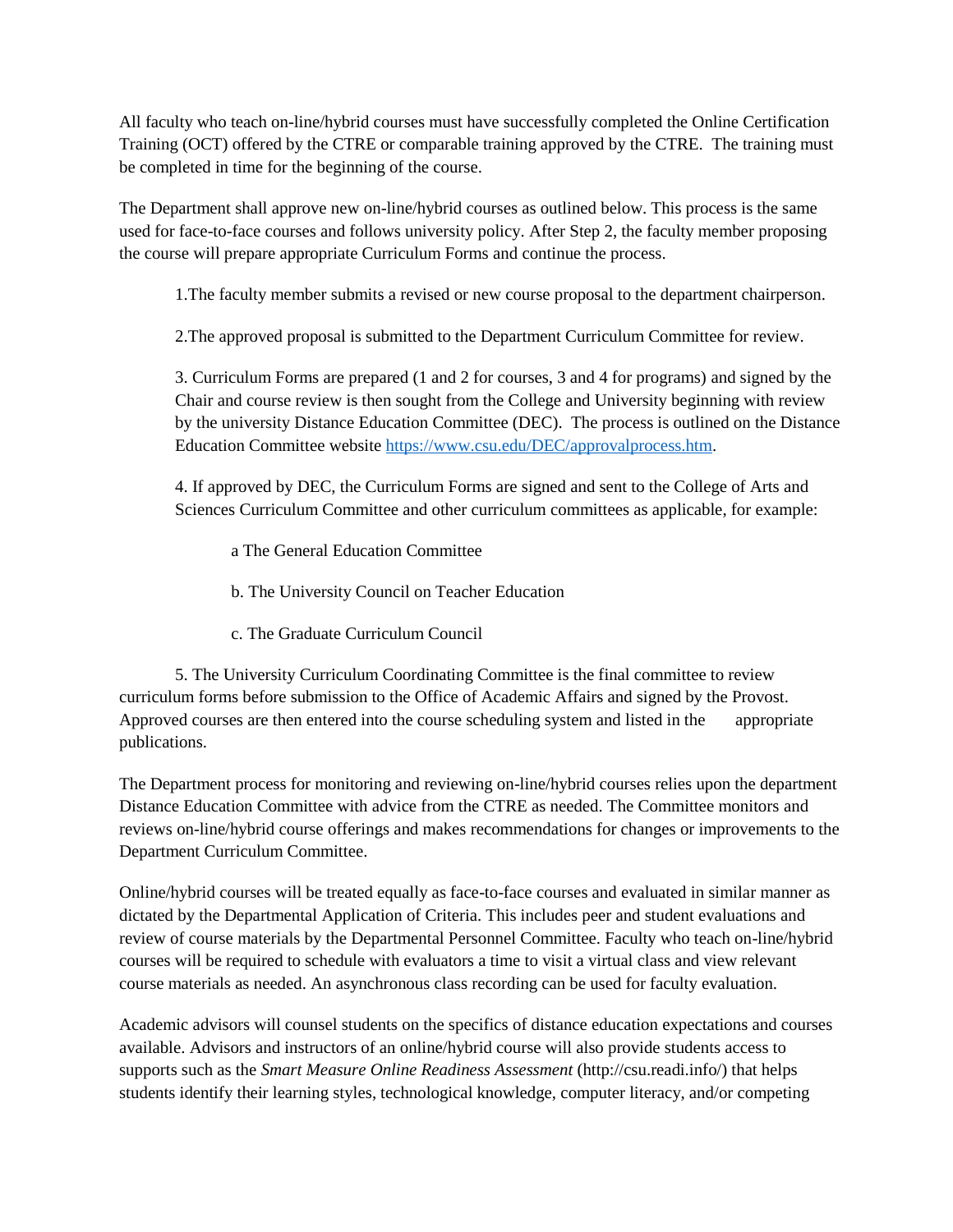All faculty who teach on-line/hybrid courses must have successfully completed the Online Certification Training (OCT) offered by the CTRE or comparable training approved by the CTRE. The training must be completed in time for the beginning of the course.

The Department shall approve new on-line/hybrid courses as outlined below. This process is the same used for face-to-face courses and follows university policy. After Step 2, the faculty member proposing the course will prepare appropriate Curriculum Forms and continue the process.

1. The faculty member submits a revised or new course proposal to the department chairperson.

2. The approved proposal is submitted to the Department Curriculum Committee for review.

3. Curriculum Forms are prepared (1 and 2 for courses, 3 and 4 for programs) and signed by the Chair and course review is then sought from the College and University beginning with review by the university Distance Education Committee (DEC). The process is outlined on the Distance Education Committee website [https://www.csu.edu/DEC/approvalprocess.htm](https://www.csu.edu/DEC/approvalprocess.htm).

4. If approved by DEC, the Curriculum Forms are signed and sent to the College of Arts and Sciences Curriculum Committee and other curriculum committees as applicable, for example:

    a The General Education Committee

    b. The University Council on Teacher Education

    c. The Graduate Curriculum Council

5. The University Curriculum Coordinating Committee is the final committee to review curriculum forms before submission to the Office of Academic Affairs and signed by the Provost. Approved courses are then entered into the course scheduling system and listed in the appropriate publications.

The Department process for monitoring and reviewing on-line/hybrid courses relies upon the department Distance Education Committee with advice from the CTRE as needed. The Committee monitors and reviews on-line/hybrid course offerings and makes recommendations for changes or improvements to the Department Curriculum Committee.

Online/hybrid courses will be treated equally as face-to-face courses and evaluated in similar manner as dictated by the Departmental Application of Criteria. This includes peer and student evaluations and review of course materials by the Departmental Personnel Committee. Faculty who teach on-line/hybrid courses will be required to schedule with evaluators a time to visit a virtual class and view relevant course materials as needed. An asynchronous class recording can be used for faculty evaluation.

Academic advisors will counsel students on the specifics of distance education expectations and courses available. Advisors and instructors of an online/hybrid course will also provide students access to supports such as the *Smart Measure Online Readiness Assessment* (http://csu.readi.info/) that helps students identify their learning styles, technological knowledge, computer literacy, and/or competing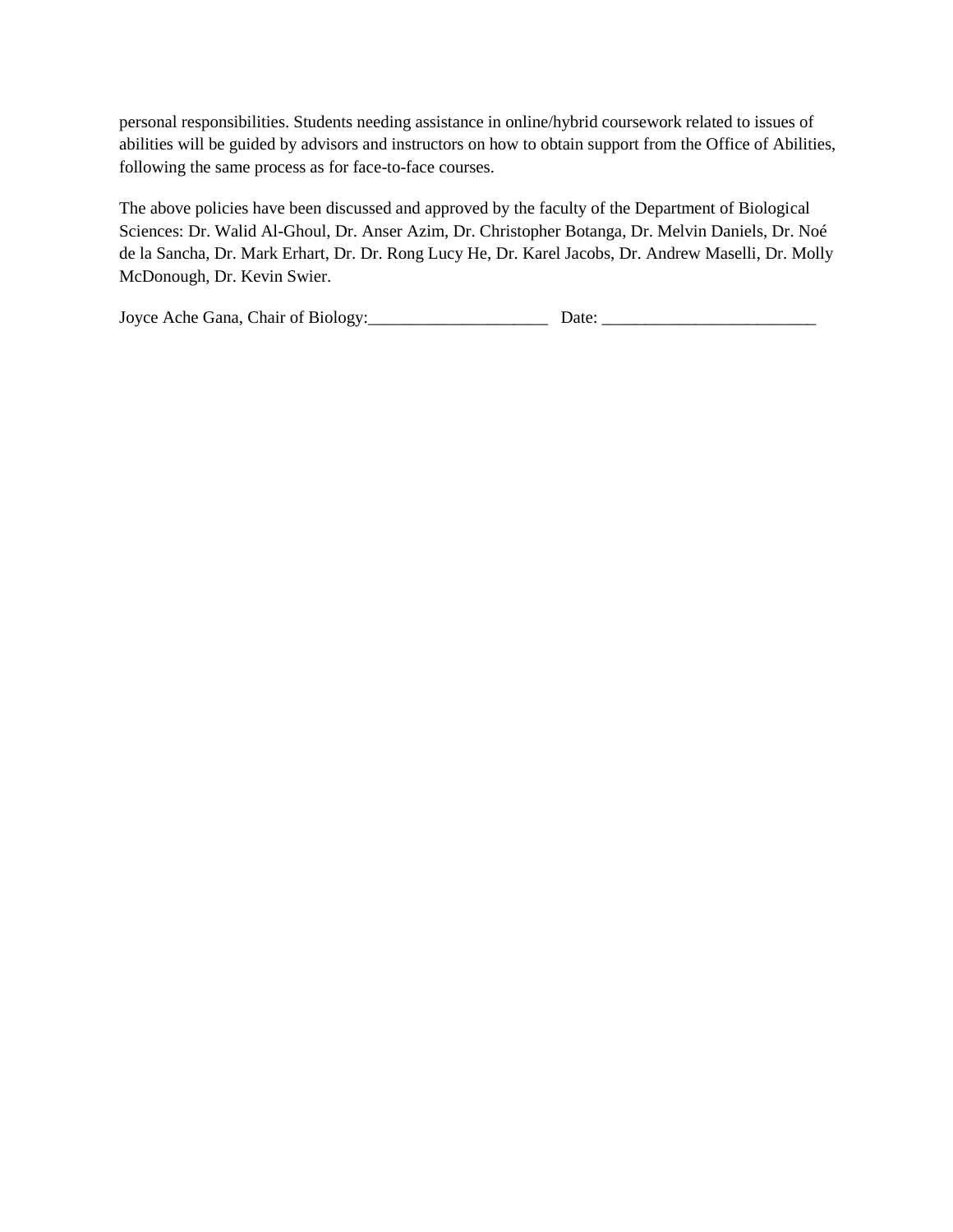personal responsibilities. Students needing assistance in online/hybrid coursework related to issues of abilities will be guided by advisors and instructors on how to obtain support from the Office of Abilities, following the same process as for face-to-face courses.

The above policies have been discussed and approved by the faculty of the Department of Biological Sciences: Dr. Walid Al-Ghoul, Dr. Anser Azim, Dr. Christopher Botanga, Dr. Melvin Daniels, Dr. Noé de la Sancha, Dr. Mark Erhart, Dr. Dr. Rong Lucy He, Dr. Karel Jacobs, Dr. Andrew Maselli, Dr. Molly McDonough, Dr. Kevin Swier.

Joyce Ache Gana, Chair of Biology:_____________________ Date: _________________________